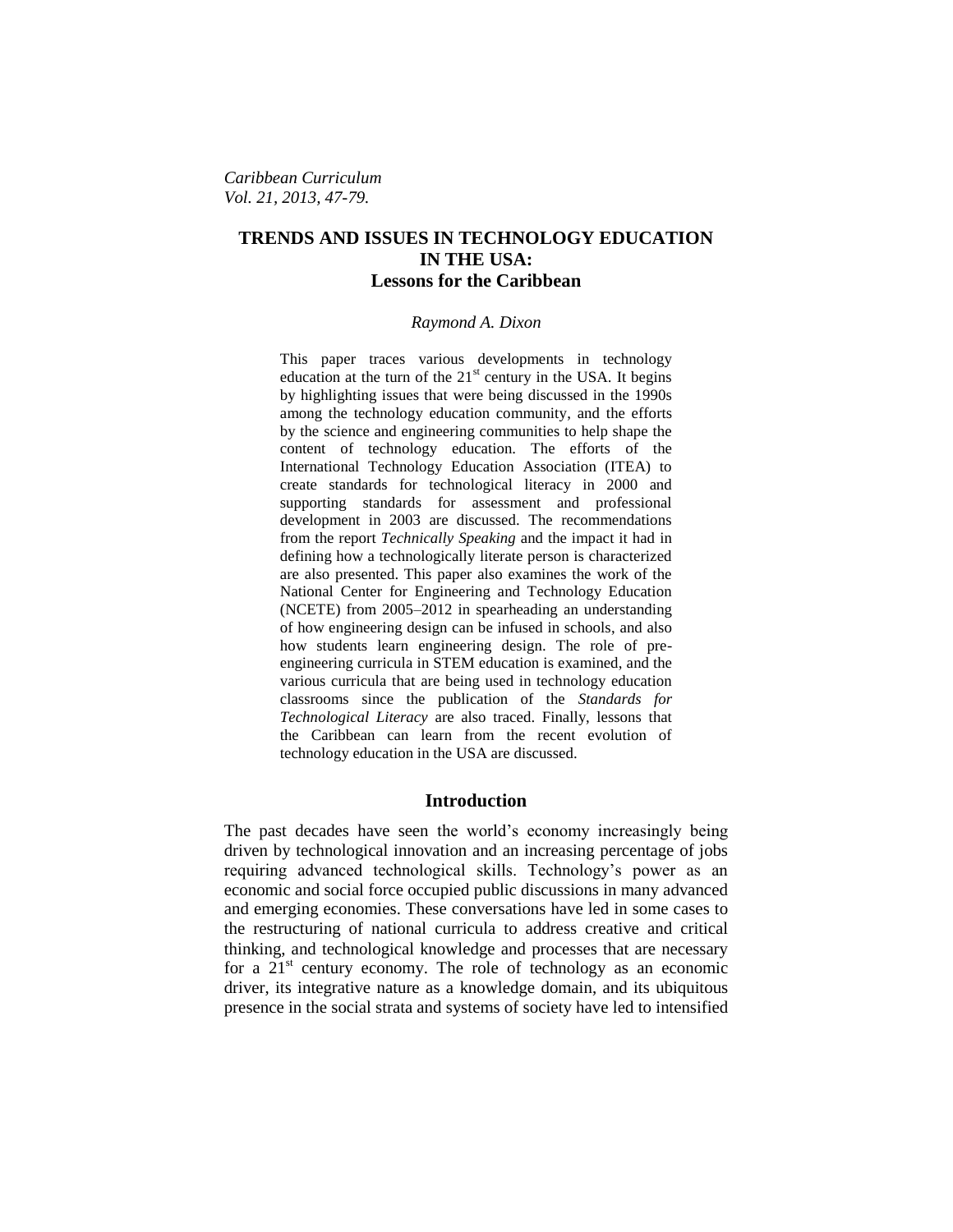*Caribbean Curriculum*
*Vol. 21, 2013, 47-79.*

# TRENDS AND ISSUES IN TECHNOLOGY EDUCATION IN THE USA: Lessons for the Caribbean

*Raymond A. Dixon*

This paper traces various developments in technology education at the turn of the 21st century in the USA. It begins by highlighting issues that were being discussed in the 1990s among the technology education community, and the efforts by the science and engineering communities to help shape the content of technology education. The efforts of the International Technology Education Association (ITEA) to create standards for technological literacy in 2000 and supporting standards for assessment and professional development in 2003 are discussed. The recommendations from the report *Technically Speaking* and the impact it had in defining how a technologically literate person is characterized are also presented. This paper also examines the work of the National Center for Engineering and Technology Education (NCETE) from 2005–2012 in spearheading an understanding of how engineering design can be infused in schools, and also how students learn engineering design. The role of pre-engineering curricula in STEM education is examined, and the various curricula that are being used in technology education classrooms since the publication of the *Standards for Technological Literacy* are also traced. Finally, lessons that the Caribbean can learn from the recent evolution of technology education in the USA are discussed.

## Introduction

The past decades have seen the world's economy increasingly being driven by technological innovation and an increasing percentage of jobs requiring advanced technological skills. Technology's power as an economic and social force occupied public discussions in many advanced and emerging economies. These conversations have led in some cases to the restructuring of national curricula to address creative and critical thinking, and technological knowledge and processes that are necessary for a 21st century economy. The role of technology as an economic driver, its integrative nature as a knowledge domain, and its ubiquitous presence in the social strata and systems of society have led to intensified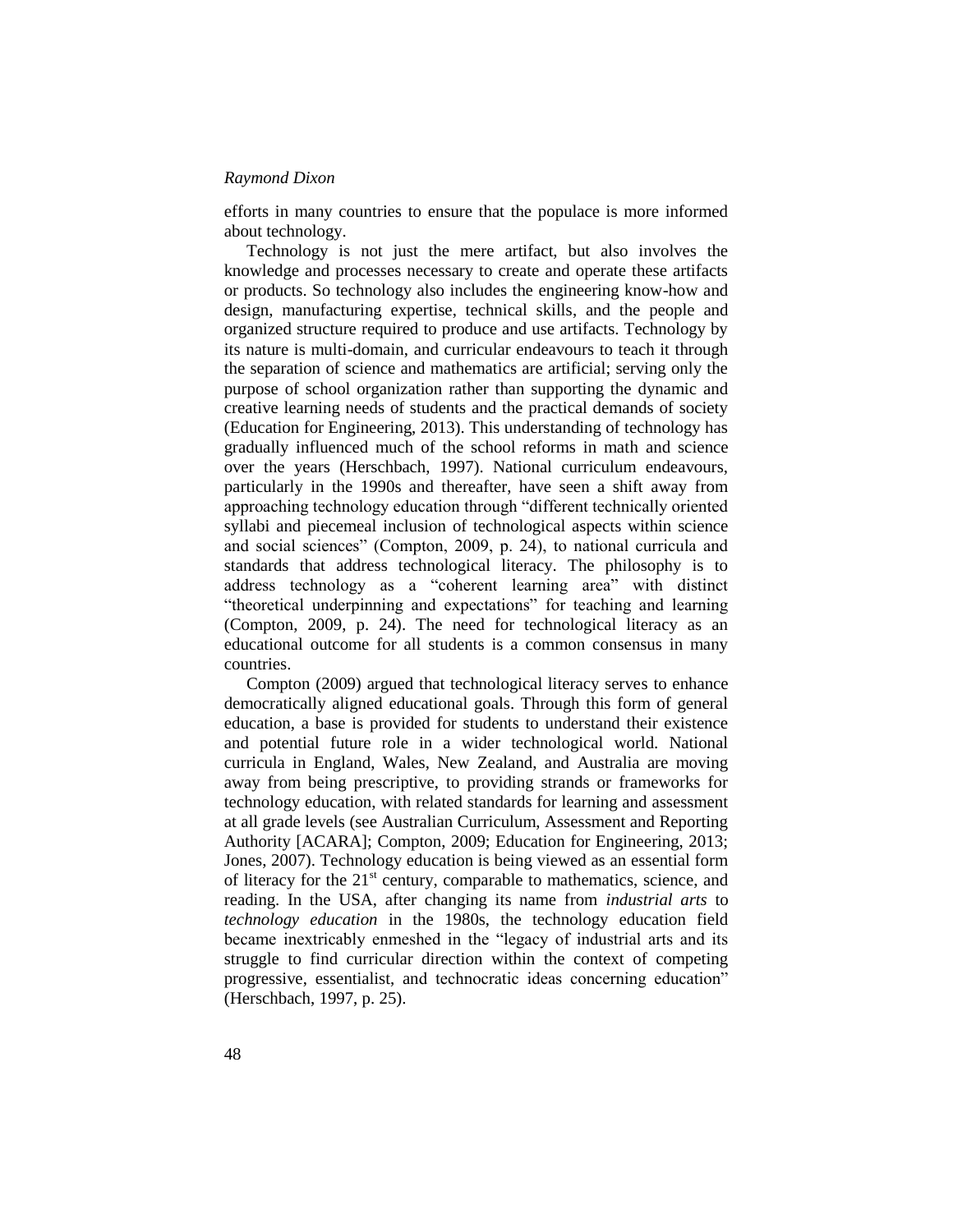efforts in many countries to ensure that the populace is more informed about technology.

Technology is not just the mere artifact, but also involves the knowledge and processes necessary to create and operate these artifacts or products. So technology also includes the engineering know-how and design, manufacturing expertise, technical skills, and the people and organized structure required to produce and use artifacts. Technology by its nature is multi-domain, and curricular endeavours to teach it through the separation of science and mathematics are artificial; serving only the purpose of school organization rather than supporting the dynamic and creative learning needs of students and the practical demands of society (Education for Engineering, 2013). This understanding of technology has gradually influenced much of the school reforms in math and science over the years (Herschbach, 1997). National curriculum endeavours, particularly in the 1990s and thereafter, have seen a shift away from approaching technology education through "different technically oriented syllabi and piecemeal inclusion of technological aspects within science and social sciences" (Compton, 2009, p. 24), to national curricula and standards that address technological literacy. The philosophy is to address technology as a "coherent learning area" with distinct "theoretical underpinning and expectations" for teaching and learning (Compton, 2009, p. 24). The need for technological literacy as an educational outcome for all students is a common consensus in many countries.

Compton (2009) argued that technological literacy serves to enhance democratically aligned educational goals. Through this form of general education, a base is provided for students to understand their existence and potential future role in a wider technological world. National curricula in England, Wales, New Zealand, and Australia are moving away from being prescriptive, to providing strands or frameworks for technology education, with related standards for learning and assessment at all grade levels (see Australian Curriculum, Assessment and Reporting Authority [ACARA]; Compton, 2009; Education for Engineering, 2013; Jones, 2007). Technology education is being viewed as an essential form of literacy for the 21st century, comparable to mathematics, science, and reading. In the USA, after changing its name from *industrial arts* to *technology education* in the 1980s, the technology education field became inextricably enmeshed in the "legacy of industrial arts and its struggle to find curricular direction within the context of competing progressive, essentialist, and technocratic ideas concerning education" (Herschbach, 1997, p. 25).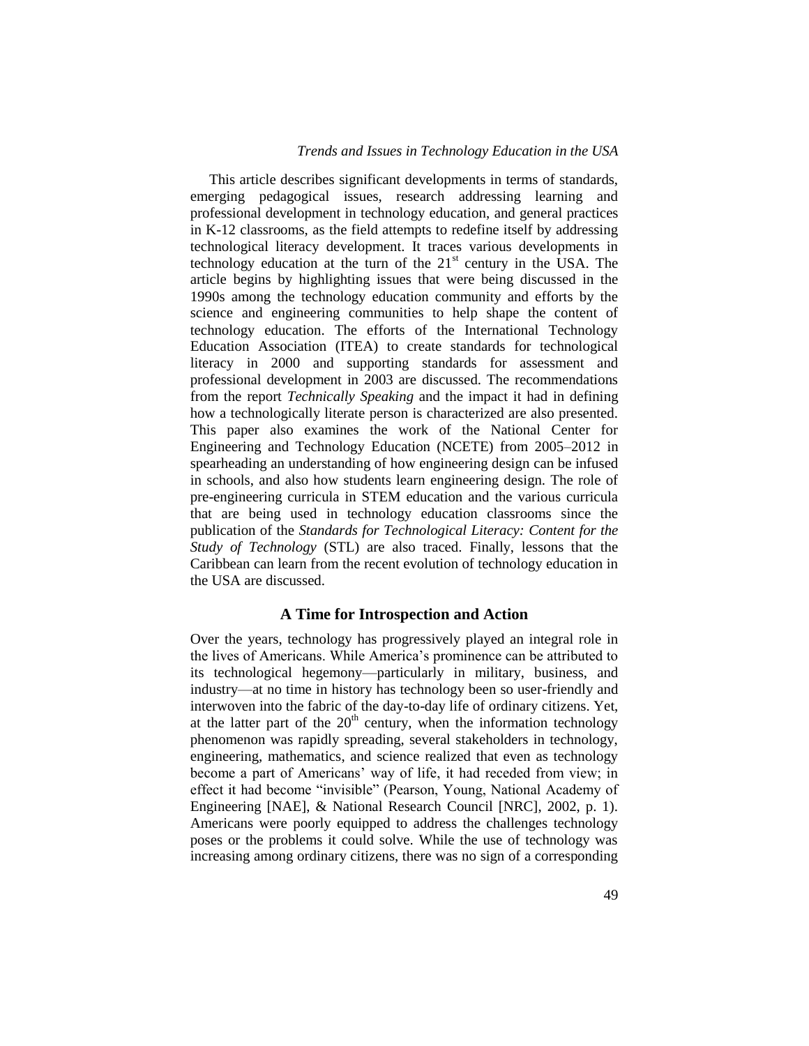# Trends and Issues in Technology Education in the USA

This article describes significant developments in terms of standards, emerging pedagogical issues, research addressing learning and professional development in technology education, and general practices in K-12 classrooms, as the field attempts to redefine itself by addressing technological literacy development. It traces various developments in technology education at the turn of the $21^{st}$ century in the USA. The article begins by highlighting issues that were being discussed in the 1990s among the technology education community and efforts by the science and engineering communities to help shape the content of technology education. The efforts of the International Technology Education Association (ITEA) to create standards for technological literacy in 2000 and supporting standards for assessment and professional development in 2003 are discussed. The recommendations from the report *Technically Speaking* and the impact it had in defining how a technologically literate person is characterized are also presented. This paper also examines the work of the National Center for Engineering and Technology Education (NCETE) from 2005–2012 in spearheading an understanding of how engineering design can be infused in schools, and also how students learn engineering design. The role of pre-engineering curricula in STEM education and the various curricula that are being used in technology education classrooms since the publication of the *Standards for Technological Literacy: Content for the Study of Technology* (STL) are also traced. Finally, lessons that the Caribbean can learn from the recent evolution of technology education in the USA are discussed.

## A Time for Introspection and Action

Over the years, technology has progressively played an integral role in the lives of Americans. While America's prominence can be attributed to its technological hegemony—particularly in military, business, and industry—at no time in history has technology been so user-friendly and interwoven into the fabric of the day-to-day life of ordinary citizens. Yet, at the latter part of the $20^{th}$ century, when the information technology phenomenon was rapidly spreading, several stakeholders in technology, engineering, mathematics, and science realized that even as technology become a part of Americans' way of life, it had receded from view; in effect it had become "invisible" (Pearson, Young, National Academy of Engineering [NAE], & National Research Council [NRC], 2002, p. 1). Americans were poorly equipped to address the challenges technology poses or the problems it could solve. While the use of technology was increasing among ordinary citizens, there was no sign of a corresponding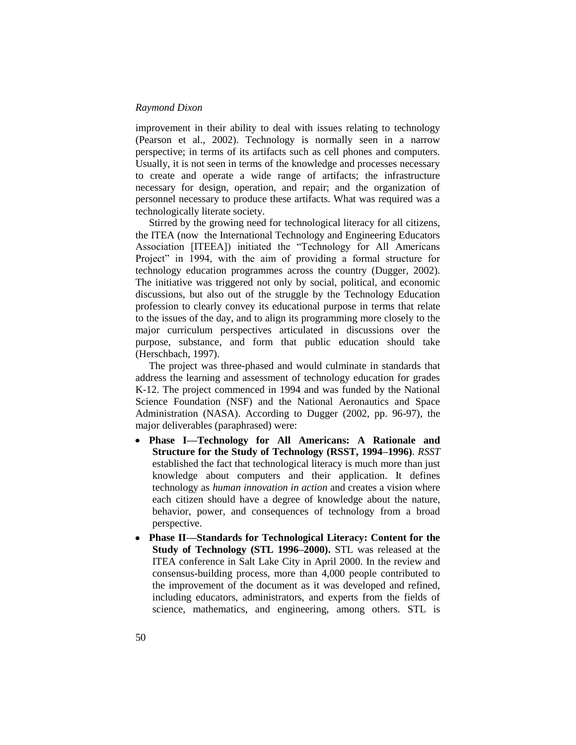improvement in their ability to deal with issues relating to technology (Pearson et al., 2002). Technology is normally seen in a narrow perspective; in terms of its artifacts such as cell phones and computers. Usually, it is not seen in terms of the knowledge and processes necessary to create and operate a wide range of artifacts; the infrastructure necessary for design, operation, and repair; and the organization of personnel necessary to produce these artifacts. What was required was a technologically literate society.

Stirred by the growing need for technological literacy for all citizens, the ITEA (now the International Technology and Engineering Educators Association [ITEEA]) initiated the "Technology for All Americans Project" in 1994, with the aim of providing a formal structure for technology education programmes across the country (Dugger, 2002). The initiative was triggered not only by social, political, and economic discussions, but also out of the struggle by the Technology Education profession to clearly convey its educational purpose in terms that relate to the issues of the day, and to align its programming more closely to the major curriculum perspectives articulated in discussions over the purpose, substance, and form that public education should take (Herschbach, 1997).

The project was three-phased and would culminate in standards that address the learning and assessment of technology education for grades K-12. The project commenced in 1994 and was funded by the National Science Foundation (NSF) and the National Aeronautics and Space Administration (NASA). According to Dugger (2002, pp. 96-97), the major deliverables (paraphrased) were:

- **Phase I—Technology for All Americans: A Rationale and Structure for the Study of Technology (RSST, 1994–1996)**. *RSST* established the fact that technological literacy is much more than just knowledge about computers and their application. It defines technology as *human innovation in action* and creates a vision where each citizen should have a degree of knowledge about the nature, behavior, power, and consequences of technology from a broad perspective.
- **Phase II—Standards for Technological Literacy: Content for the Study of Technology (STL 1996–2000).** STL was released at the ITEA conference in Salt Lake City in April 2000. In the review and consensus-building process, more than 4,000 people contributed to the improvement of the document as it was developed and refined, including educators, administrators, and experts from the fields of science, mathematics, and engineering, among others. STL is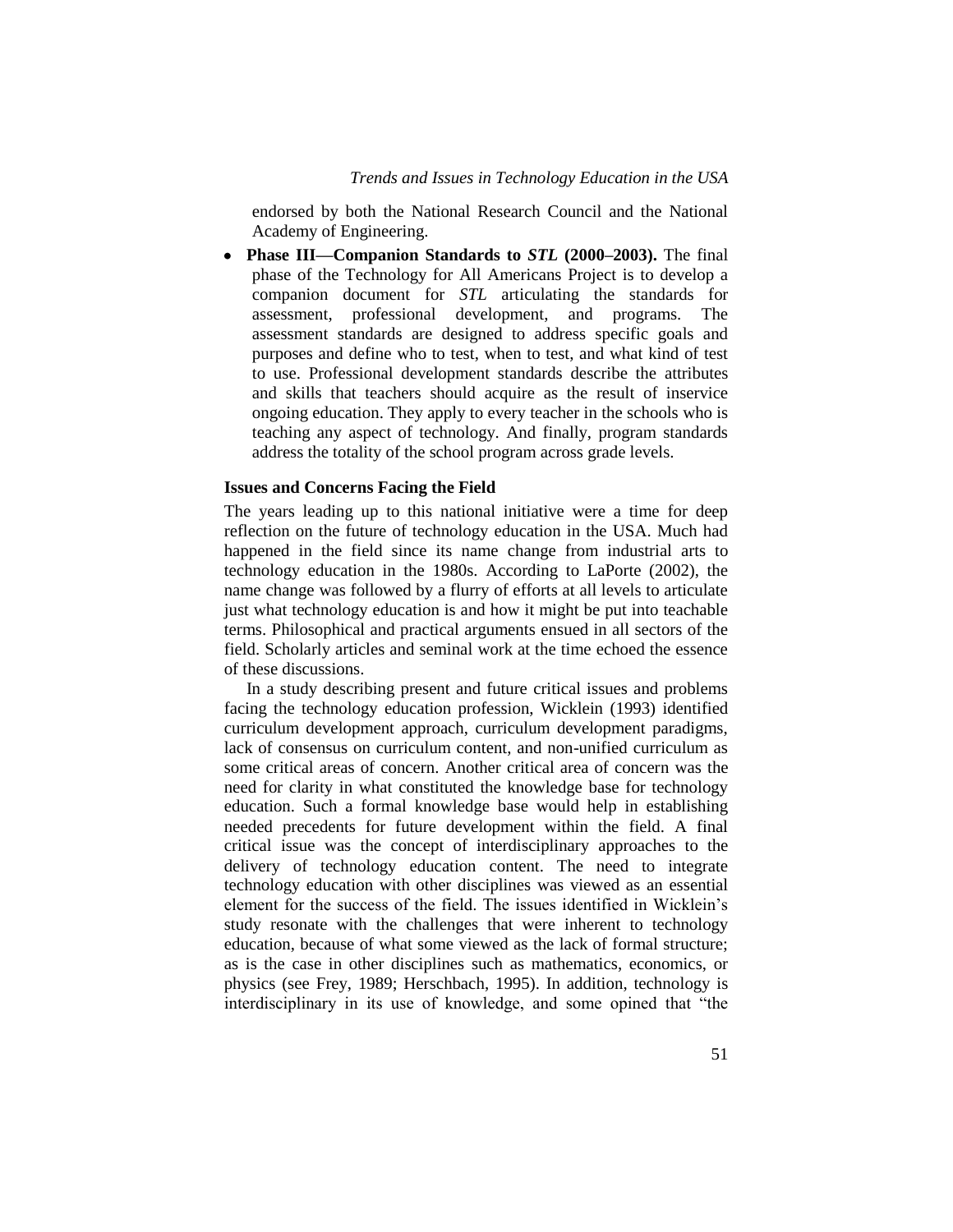endorsed by both the National Research Council and the National Academy of Engineering.

- **Phase III—Companion Standards to *STL* (2000–2003).** The final phase of the Technology for All Americans Project is to develop a companion document for *STL* articulating the standards for assessment, professional development, and programs. The assessment standards are designed to address specific goals and purposes and define who to test, when to test, and what kind of test to use. Professional development standards describe the attributes and skills that teachers should acquire as the result of inservice ongoing education. They apply to every teacher in the schools who is teaching any aspect of technology. And finally, program standards address the totality of the school program across grade levels.

### Issues and Concerns Facing the Field

The years leading up to this national initiative were a time for deep reflection on the future of technology education in the USA. Much had happened in the field since its name change from industrial arts to technology education in the 1980s. According to LaPorte (2002), the name change was followed by a flurry of efforts at all levels to articulate just what technology education is and how it might be put into teachable terms. Philosophical and practical arguments ensued in all sectors of the field. Scholarly articles and seminal work at the time echoed the essence of these discussions.

In a study describing present and future critical issues and problems facing the technology education profession, Wicklein (1993) identified curriculum development approach, curriculum development paradigms, lack of consensus on curriculum content, and non-unified curriculum as some critical areas of concern. Another critical area of concern was the need for clarity in what constituted the knowledge base for technology education. Such a formal knowledge base would help in establishing needed precedents for future development within the field. A final critical issue was the concept of interdisciplinary approaches to the delivery of technology education content. The need to integrate technology education with other disciplines was viewed as an essential element for the success of the field. The issues identified in Wicklein's study resonate with the challenges that were inherent to technology education, because of what some viewed as the lack of formal structure; as is the case in other disciplines such as mathematics, economics, or physics (see Frey, 1989; Herschbach, 1995). In addition, technology is interdisciplinary in its use of knowledge, and some opined that "the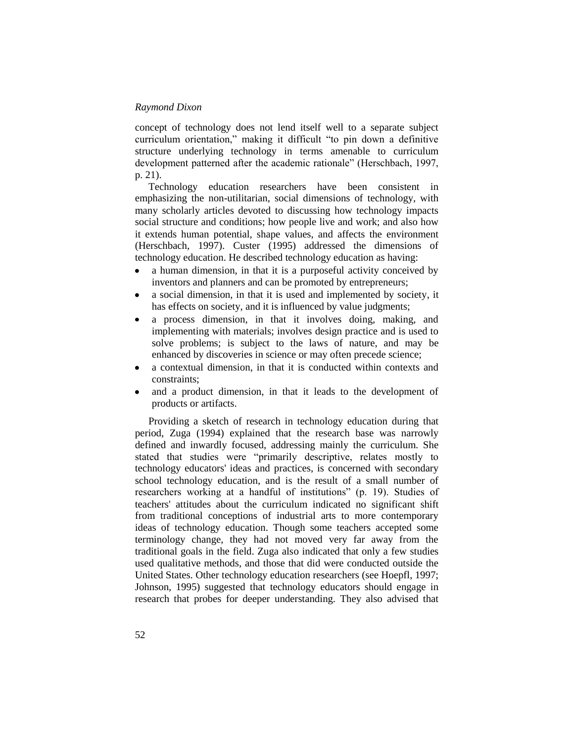concept of technology does not lend itself well to a separate subject curriculum orientation," making it difficult "to pin down a definitive structure underlying technology in terms amenable to curriculum development patterned after the academic rationale" (Herschbach, 1997, p. 21).

Technology education researchers have been consistent in emphasizing the non-utilitarian, social dimensions of technology, with many scholarly articles devoted to discussing how technology impacts social structure and conditions; how people live and work; and also how it extends human potential, shape values, and affects the environment (Herschbach, 1997). Custer (1995) addressed the dimensions of technology education. He described technology education as having:

- a human dimension, in that it is a purposeful activity conceived by inventors and planners and can be promoted by entrepreneurs;
- a social dimension, in that it is used and implemented by society, it has effects on society, and it is influenced by value judgments;
- a process dimension, in that it involves doing, making, and implementing with materials; involves design practice and is used to solve problems; is subject to the laws of nature, and may be enhanced by discoveries in science or may often precede science;
- a contextual dimension, in that it is conducted within contexts and constraints;
- and a product dimension, in that it leads to the development of products or artifacts.

Providing a sketch of research in technology education during that period, Zuga (1994) explained that the research base was narrowly defined and inwardly focused, addressing mainly the curriculum. She stated that studies were "primarily descriptive, relates mostly to technology educators' ideas and practices, is concerned with secondary school technology education, and is the result of a small number of researchers working at a handful of institutions" (p. 19). Studies of teachers' attitudes about the curriculum indicated no significant shift from traditional conceptions of industrial arts to more contemporary ideas of technology education. Though some teachers accepted some terminology change, they had not moved very far away from the traditional goals in the field. Zuga also indicated that only a few studies used qualitative methods, and those that did were conducted outside the United States. Other technology education researchers (see Hoepfl, 1997; Johnson, 1995) suggested that technology educators should engage in research that probes for deeper understanding. They also advised that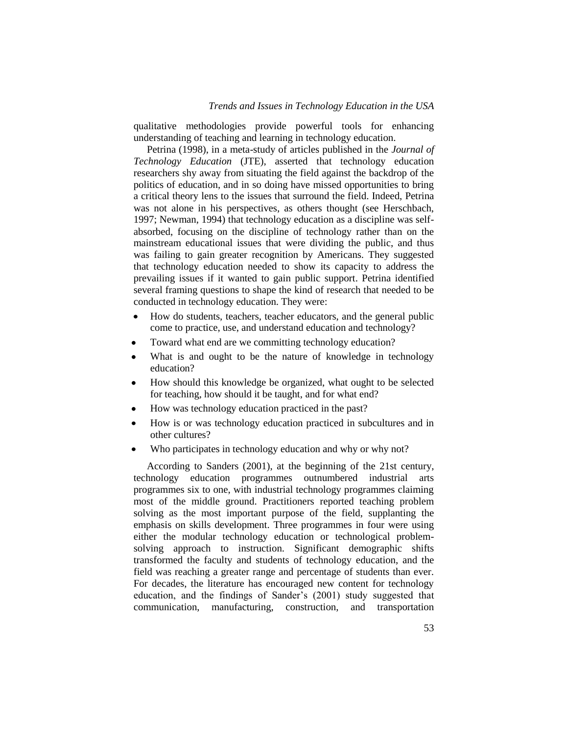qualitative methodologies provide powerful tools for enhancing understanding of teaching and learning in technology education.

Petrina (1998), in a meta-study of articles published in the *Journal of Technology Education* (JTE), asserted that technology education researchers shy away from situating the field against the backdrop of the politics of education, and in so doing have missed opportunities to bring a critical theory lens to the issues that surround the field. Indeed, Petrina was not alone in his perspectives, as others thought (see Herschbach, 1997; Newman, 1994) that technology education as a discipline was self-absorbed, focusing on the discipline of technology rather than on the mainstream educational issues that were dividing the public, and thus was failing to gain greater recognition by Americans. They suggested that technology education needed to show its capacity to address the prevailing issues if it wanted to gain public support. Petrina identified several framing questions to shape the kind of research that needed to be conducted in technology education. They were:

- How do students, teachers, teacher educators, and the general public come to practice, use, and understand education and technology?
- Toward what end are we committing technology education?
- What is and ought to be the nature of knowledge in technology education?
- How should this knowledge be organized, what ought to be selected for teaching, how should it be taught, and for what end?
- How was technology education practiced in the past?
- How is or was technology education practiced in subcultures and in other cultures?
- Who participates in technology education and why or why not?

According to Sanders (2001), at the beginning of the 21st century, technology education programmes outnumbered industrial arts programmes six to one, with industrial technology programmes claiming most of the middle ground. Practitioners reported teaching problem solving as the most important purpose of the field, supplanting the emphasis on skills development. Three programmes in four were using either the modular technology education or technological problem-solving approach to instruction. Significant demographic shifts transformed the faculty and students of technology education, and the field was reaching a greater range and percentage of students than ever. For decades, the literature has encouraged new content for technology education, and the findings of Sander's (2001) study suggested that communication, manufacturing, construction, and transportation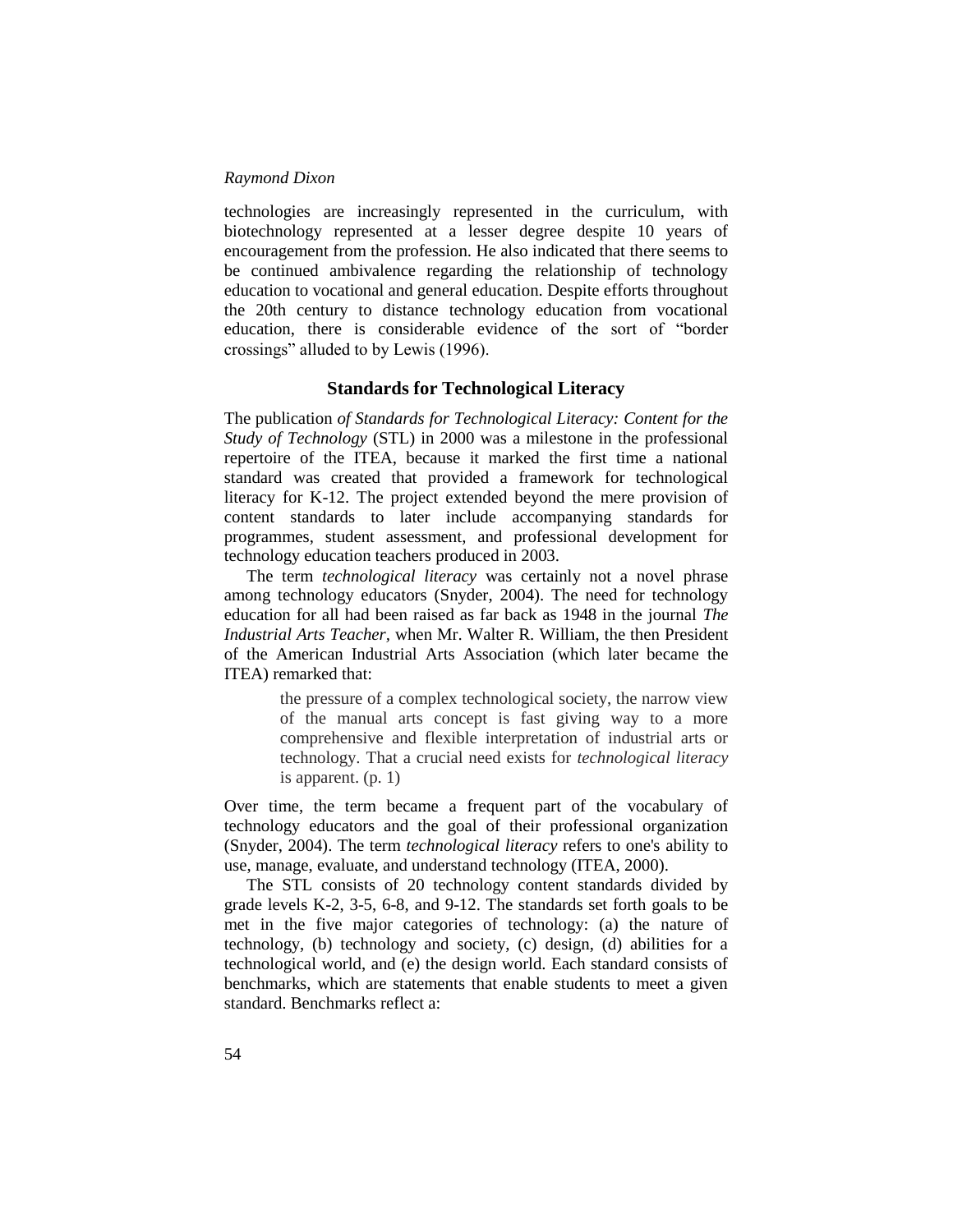technologies are increasingly represented in the curriculum, with biotechnology represented at a lesser degree despite 10 years of encouragement from the profession. He also indicated that there seems to be continued ambivalence regarding the relationship of technology education to vocational and general education. Despite efforts throughout the 20th century to distance technology education from vocational education, there is considerable evidence of the sort of "border crossings" alluded to by Lewis (1996).

## Standards for Technological Literacy

The publication *of Standards for Technological Literacy: Content for the Study of Technology* (STL) in 2000 was a milestone in the professional repertoire of the ITEA, because it marked the first time a national standard was created that provided a framework for technological literacy for K-12. The project extended beyond the mere provision of content standards to later include accompanying standards for programmes, student assessment, and professional development for technology education teachers produced in 2003.

The term *technological literacy* was certainly not a novel phrase among technology educators (Snyder, 2004). The need for technology education for all had been raised as far back as 1948 in the journal *The Industrial Arts Teacher*, when Mr. Walter R. William, the then President of the American Industrial Arts Association (which later became the ITEA) remarked that:

> the pressure of a complex technological society, the narrow view of the manual arts concept is fast giving way to a more comprehensive and flexible interpretation of industrial arts or technology. That a crucial need exists for *technological literacy* is apparent. (p. 1)

Over time, the term became a frequent part of the vocabulary of technology educators and the goal of their professional organization (Snyder, 2004). The term *technological literacy* refers to one's ability to use, manage, evaluate, and understand technology (ITEA, 2000).

The STL consists of 20 technology content standards divided by grade levels K-2, 3-5, 6-8, and 9-12. The standards set forth goals to be met in the five major categories of technology: (a) the nature of technology, (b) technology and society, (c) design, (d) abilities for a technological world, and (e) the design world. Each standard consists of benchmarks, which are statements that enable students to meet a given standard. Benchmarks reflect a: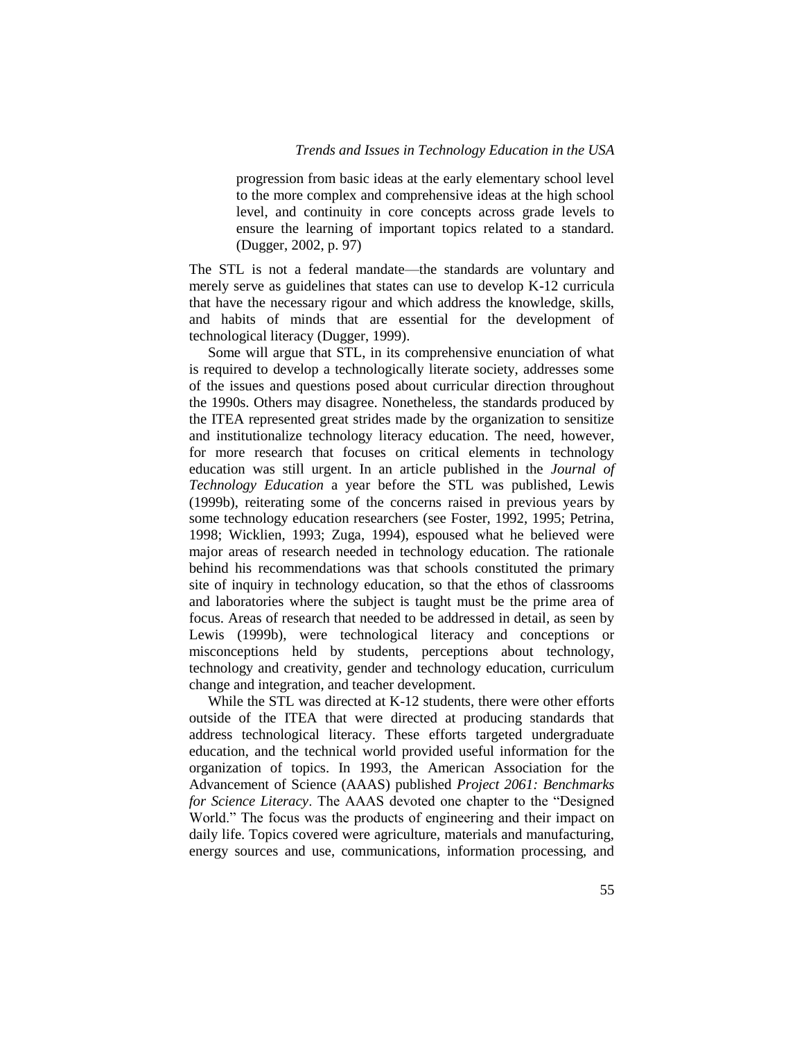> progression from basic ideas at the early elementary school level to the more complex and comprehensive ideas at the high school level, and continuity in core concepts across grade levels to ensure the learning of important topics related to a standard. (Dugger, 2002, p. 97)

The STL is not a federal mandate—the standards are voluntary and merely serve as guidelines that states can use to develop K-12 curricula that have the necessary rigour and which address the knowledge, skills, and habits of minds that are essential for the development of technological literacy (Dugger, 1999).

Some will argue that STL, in its comprehensive enunciation of what is required to develop a technologically literate society, addresses some of the issues and questions posed about curricular direction throughout the 1990s. Others may disagree. Nonetheless, the standards produced by the ITEA represented great strides made by the organization to sensitize and institutionalize technology literacy education. The need, however, for more research that focuses on critical elements in technology education was still urgent. In an article published in the *Journal of Technology Education* a year before the STL was published, Lewis (1999b), reiterating some of the concerns raised in previous years by some technology education researchers (see Foster, 1992, 1995; Petrina, 1998; Wicklien, 1993; Zuga, 1994), espoused what he believed were major areas of research needed in technology education. The rationale behind his recommendations was that schools constituted the primary site of inquiry in technology education, so that the ethos of classrooms and laboratories where the subject is taught must be the prime area of focus. Areas of research that needed to be addressed in detail, as seen by Lewis (1999b), were technological literacy and conceptions or misconceptions held by students, perceptions about technology, technology and creativity, gender and technology education, curriculum change and integration, and teacher development.

While the STL was directed at K-12 students, there were other efforts outside of the ITEA that were directed at producing standards that address technological literacy. These efforts targeted undergraduate education, and the technical world provided useful information for the organization of topics. In 1993, the American Association for the Advancement of Science (AAAS) published *Project 2061: Benchmarks for Science Literacy*. The AAAS devoted one chapter to the "Designed World." The focus was the products of engineering and their impact on daily life. Topics covered were agriculture, materials and manufacturing, energy sources and use, communications, information processing, and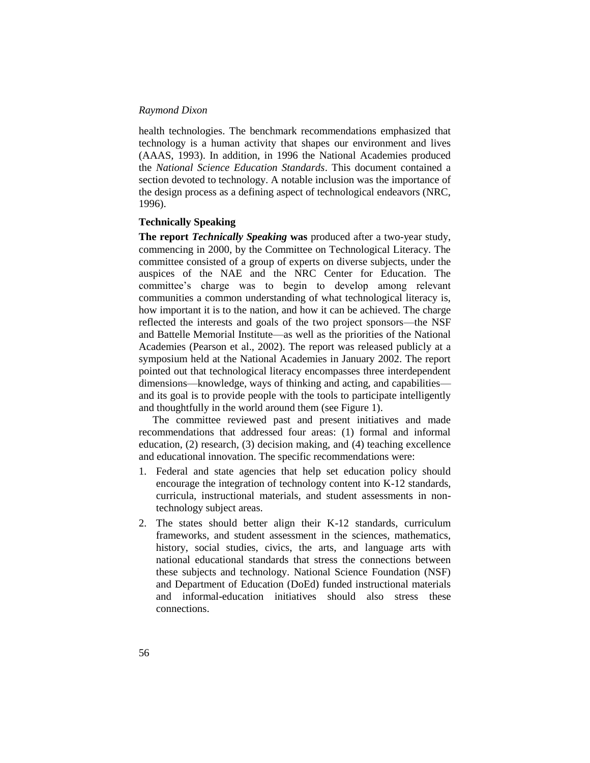health technologies. The benchmark recommendations emphasized that technology is a human activity that shapes our environment and lives (AAAS, 1993). In addition, in 1996 the National Academies produced the *National Science Education Standards*. This document contained a section devoted to technology. A notable inclusion was the importance of the design process as a defining aspect of technological endeavors (NRC, 1996).

### Technically Speaking

**The report *Technically Speaking* was** produced after a two-year study, commencing in 2000, by the Committee on Technological Literacy. The committee consisted of a group of experts on diverse subjects, under the auspices of the NAE and the NRC Center for Education. The committee's charge was to begin to develop among relevant communities a common understanding of what technological literacy is, how important it is to the nation, and how it can be achieved. The charge reflected the interests and goals of the two project sponsors—the NSF and Battelle Memorial Institute—as well as the priorities of the National Academies (Pearson et al., 2002). The report was released publicly at a symposium held at the National Academies in January 2002. The report pointed out that technological literacy encompasses three interdependent dimensions—knowledge, ways of thinking and acting, and capabilities—and its goal is to provide people with the tools to participate intelligently and thoughtfully in the world around them (see Figure 1).

The committee reviewed past and present initiatives and made recommendations that addressed four areas: (1) formal and informal education, (2) research, (3) decision making, and (4) teaching excellence and educational innovation. The specific recommendations were:

1. Federal and state agencies that help set education policy should encourage the integration of technology content into K-12 standards, curricula, instructional materials, and student assessments in non-technology subject areas.
2. The states should better align their K-12 standards, curriculum frameworks, and student assessment in the sciences, mathematics, history, social studies, civics, the arts, and language arts with national educational standards that stress the connections between these subjects and technology. National Science Foundation (NSF) and Department of Education (DoEd) funded instructional materials and informal-education initiatives should also stress these connections.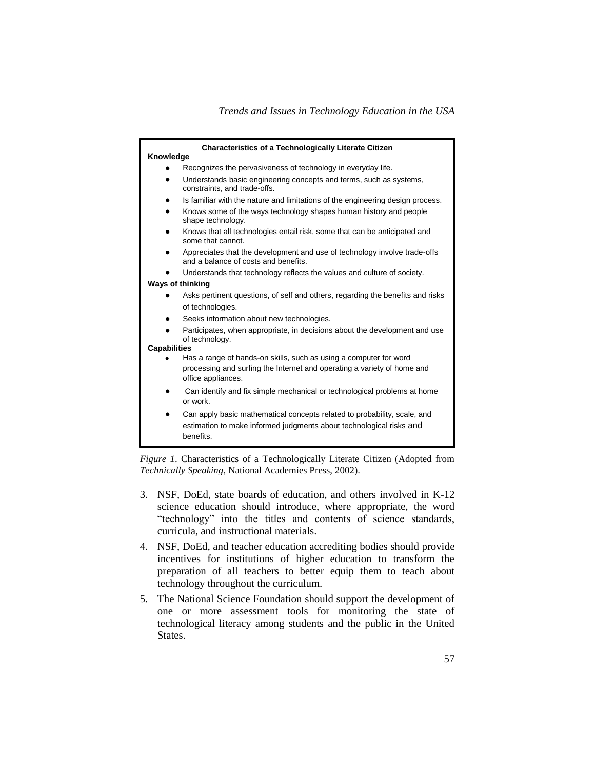**Characteristics of a Technologically Literate Citizen**

**Knowledge**

- Recognizes the pervasiveness of technology in everyday life.
- Understands basic engineering concepts and terms, such as systems, constraints, and trade-offs.
- Is familiar with the nature and limitations of the engineering design process.
- Knows some of the ways technology shapes human history and people shape technology.
- Knows that all technologies entail risk, some that can be anticipated and some that cannot.
- Appreciates that the development and use of technology involve trade-offs and a balance of costs and benefits.
- Understands that technology reflects the values and culture of society.

**Ways of thinking**

- Asks pertinent questions, of self and others, regarding the benefits and risks of technologies.
- Seeks information about new technologies.
- Participates, when appropriate, in decisions about the development and use of technology.

**Capabilities**

- Has a range of hands-on skills, such as using a computer for word processing and surfing the Internet and operating a variety of home and office appliances.
- Can identify and fix simple mechanical or technological problems at home or work.
- Can apply basic mathematical concepts related to probability, scale, and estimation to make informed judgments about technological risks and benefits.

*Figure 1*. Characteristics of a Technologically Literate Citizen (Adopted from *Technically Speaking*, National Academies Press, 2002).

3. NSF, DoEd, state boards of education, and others involved in K-12 science education should introduce, where appropriate, the word "technology" into the titles and contents of science standards, curricula, and instructional materials.
4. NSF, DoEd, and teacher education accrediting bodies should provide incentives for institutions of higher education to transform the preparation of all teachers to better equip them to teach about technology throughout the curriculum.
5. The National Science Foundation should support the development of one or more assessment tools for monitoring the state of technological literacy among students and the public in the United States.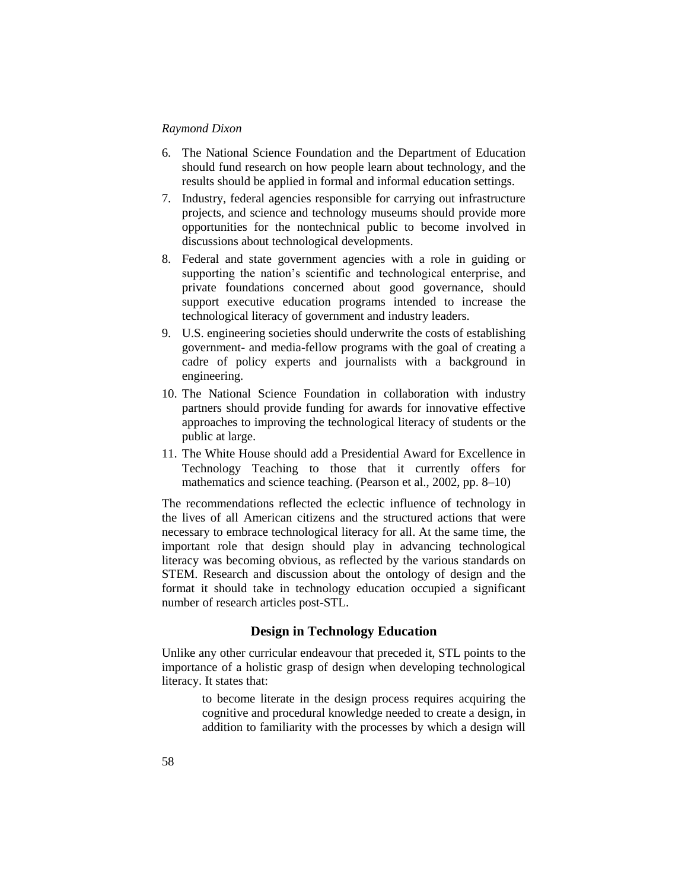6. The National Science Foundation and the Department of Education should fund research on how people learn about technology, and the results should be applied in formal and informal education settings.
7. Industry, federal agencies responsible for carrying out infrastructure projects, and science and technology museums should provide more opportunities for the nontechnical public to become involved in discussions about technological developments.
8. Federal and state government agencies with a role in guiding or supporting the nation's scientific and technological enterprise, and private foundations concerned about good governance, should support executive education programs intended to increase the technological literacy of government and industry leaders.
9. U.S. engineering societies should underwrite the costs of establishing government- and media-fellow programs with the goal of creating a cadre of policy experts and journalists with a background in engineering.
10. The National Science Foundation in collaboration with industry partners should provide funding for awards for innovative effective approaches to improving the technological literacy of students or the public at large.
11. The White House should add a Presidential Award for Excellence in Technology Teaching to those that it currently offers for mathematics and science teaching. (Pearson et al., 2002, pp. 8–10)

The recommendations reflected the eclectic influence of technology in the lives of all American citizens and the structured actions that were necessary to embrace technological literacy for all. At the same time, the important role that design should play in advancing technological literacy was becoming obvious, as reflected by the various standards on STEM. Research and discussion about the ontology of design and the format it should take in technology education occupied a significant number of research articles post-STL.

## Design in Technology Education

Unlike any other curricular endeavour that preceded it, STL points to the importance of a holistic grasp of design when developing technological literacy. It states that:

> to become literate in the design process requires acquiring the cognitive and procedural knowledge needed to create a design, in addition to familiarity with the processes by which a design will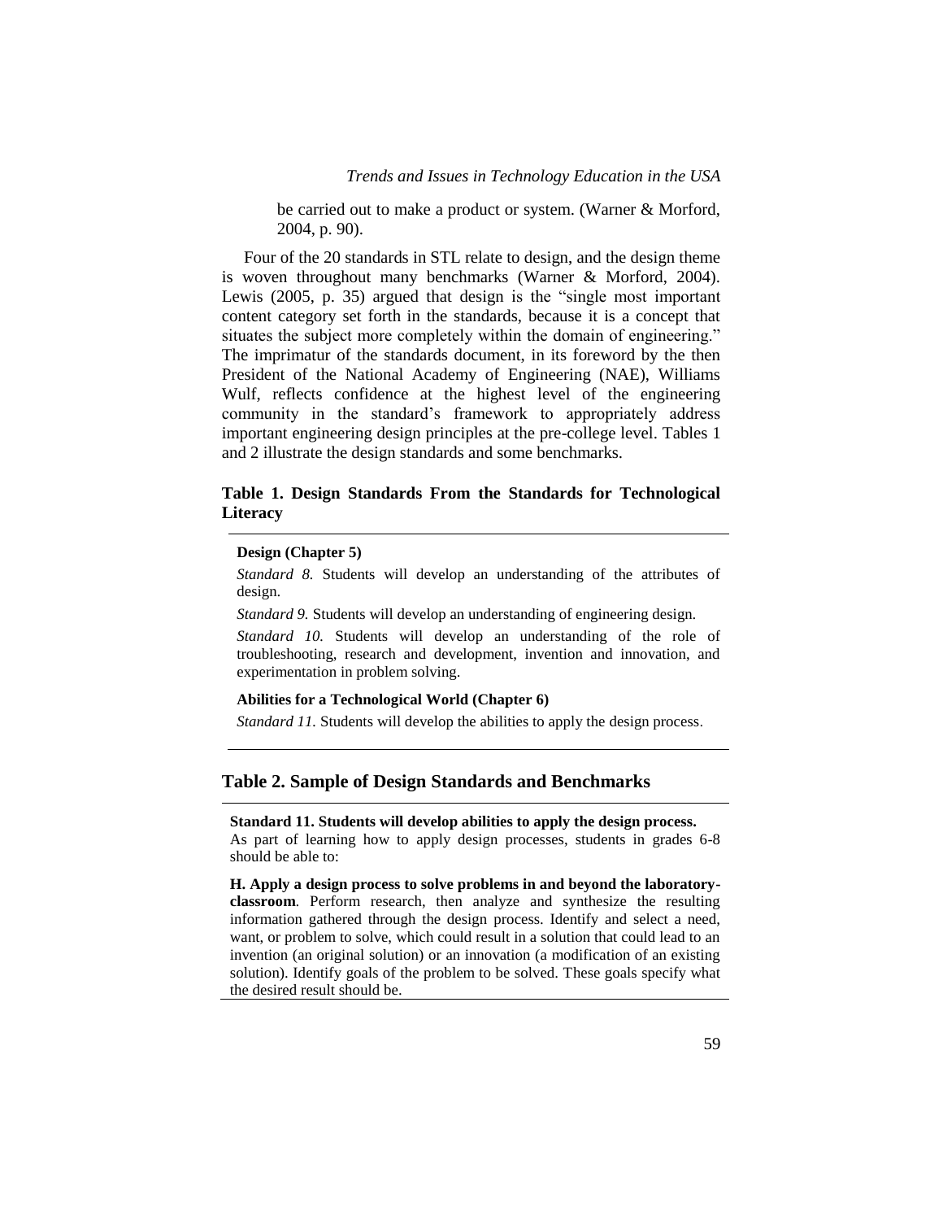be carried out to make a product or system. (Warner & Morford, 2004, p. 90).

Four of the 20 standards in STL relate to design, and the design theme is woven throughout many benchmarks (Warner & Morford, 2004). Lewis (2005, p. 35) argued that design is the "single most important content category set forth in the standards, because it is a concept that situates the subject more completely within the domain of engineering." The imprimatur of the standards document, in its foreword by the then President of the National Academy of Engineering (NAE), Williams Wulf, reflects confidence at the highest level of the engineering community in the standard's framework to appropriately address important engineering design principles at the pre-college level. Tables 1 and 2 illustrate the design standards and some benchmarks.

**Table 1. Design Standards From the Standards for Technological Literacy**

| **Design (Chapter 5)** |
|---|
| *Standard 8.* Students will develop an understanding of the attributes of design. |
| *Standard 9.* Students will develop an understanding of engineering design. |
| *Standard 10.* Students will develop an understanding of the role of troubleshooting, research and development, invention and innovation, and experimentation in problem solving. |
| **Abilities for a Technological World (Chapter 6)** |
| *Standard 11.* Students will develop the abilities to apply the design process. |

## Table 2. Sample of Design Standards and Benchmarks

| **Standard 11. Students will develop abilities to apply the design process.** As part of learning how to apply design processes, students in grades 6-8 should be able to: |
|---|
| **H. Apply a design process to solve problems in and beyond the laboratory-classroom**. Perform research, then analyze and synthesize the resulting information gathered through the design process. Identify and select a need, want, or problem to solve, which could result in a solution that could lead to an invention (an original solution) or an innovation (a modification of an existing solution). Identify goals of the problem to be solved. These goals specify what the desired result should be. |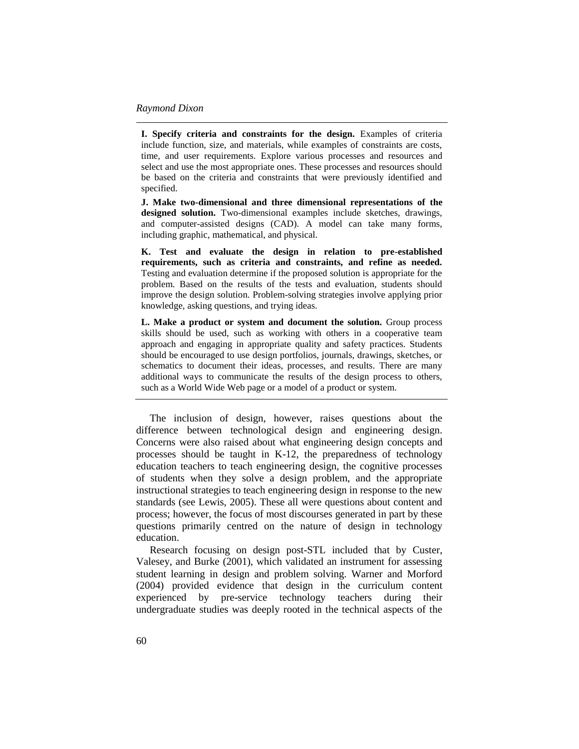**I. Specify criteria and constraints for the design.** Examples of criteria include function, size, and materials, while examples of constraints are costs, time, and user requirements. Explore various processes and resources and select and use the most appropriate ones. These processes and resources should be based on the criteria and constraints that were previously identified and specified.

**J. Make two-dimensional and three dimensional representations of the designed solution.** Two-dimensional examples include sketches, drawings, and computer-assisted designs (CAD). A model can take many forms, including graphic, mathematical, and physical.

**K. Test and evaluate the design in relation to pre-established requirements, such as criteria and constraints, and refine as needed.** Testing and evaluation determine if the proposed solution is appropriate for the problem. Based on the results of the tests and evaluation, students should improve the design solution. Problem-solving strategies involve applying prior knowledge, asking questions, and trying ideas.

**L. Make a product or system and document the solution.** Group process skills should be used, such as working with others in a cooperative team approach and engaging in appropriate quality and safety practices. Students should be encouraged to use design portfolios, journals, drawings, sketches, or schematics to document their ideas, processes, and results. There are many additional ways to communicate the results of the design process to others, such as a World Wide Web page or a model of a product or system.

---

The inclusion of design, however, raises questions about the difference between technological design and engineering design. Concerns were also raised about what engineering design concepts and processes should be taught in K-12, the preparedness of technology education teachers to teach engineering design, the cognitive processes of students when they solve a design problem, and the appropriate instructional strategies to teach engineering design in response to the new standards (see Lewis, 2005). These all were questions about content and process; however, the focus of most discourses generated in part by these questions primarily centred on the nature of design in technology education.

Research focusing on design post-STL included that by Custer, Valesey, and Burke (2001), which validated an instrument for assessing student learning in design and problem solving. Warner and Morford (2004) provided evidence that design in the curriculum content experienced by pre-service technology teachers during their undergraduate studies was deeply rooted in the technical aspects of the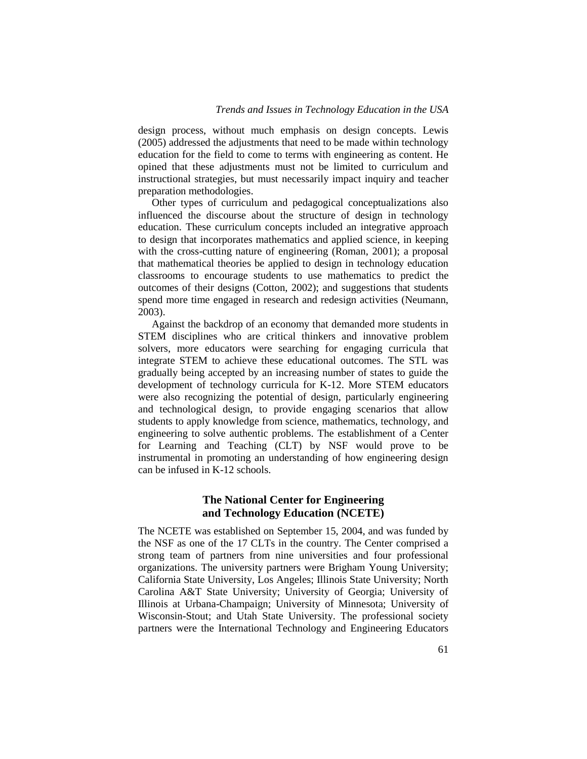design process, without much emphasis on design concepts. Lewis (2005) addressed the adjustments that need to be made within technology education for the field to come to terms with engineering as content. He opined that these adjustments must not be limited to curriculum and instructional strategies, but must necessarily impact inquiry and teacher preparation methodologies.

Other types of curriculum and pedagogical conceptualizations also influenced the discourse about the structure of design in technology education. These curriculum concepts included an integrative approach to design that incorporates mathematics and applied science, in keeping with the cross-cutting nature of engineering (Roman, 2001); a proposal that mathematical theories be applied to design in technology education classrooms to encourage students to use mathematics to predict the outcomes of their designs (Cotton, 2002); and suggestions that students spend more time engaged in research and redesign activities (Neumann, 2003).

Against the backdrop of an economy that demanded more students in STEM disciplines who are critical thinkers and innovative problem solvers, more educators were searching for engaging curricula that integrate STEM to achieve these educational outcomes. The STL was gradually being accepted by an increasing number of states to guide the development of technology curricula for K-12. More STEM educators were also recognizing the potential of design, particularly engineering and technological design, to provide engaging scenarios that allow students to apply knowledge from science, mathematics, technology, and engineering to solve authentic problems. The establishment of a Center for Learning and Teaching (CLT) by NSF would prove to be instrumental in promoting an understanding of how engineering design can be infused in K-12 schools.

## The National Center for Engineering and Technology Education (NCETE)

The NCETE was established on September 15, 2004, and was funded by the NSF as one of the 17 CLTs in the country. The Center comprised a strong team of partners from nine universities and four professional organizations. The university partners were Brigham Young University; California State University, Los Angeles; Illinois State University; North Carolina A&T State University; University of Georgia; University of Illinois at Urbana-Champaign; University of Minnesota; University of Wisconsin-Stout; and Utah State University. The professional society partners were the International Technology and Engineering Educators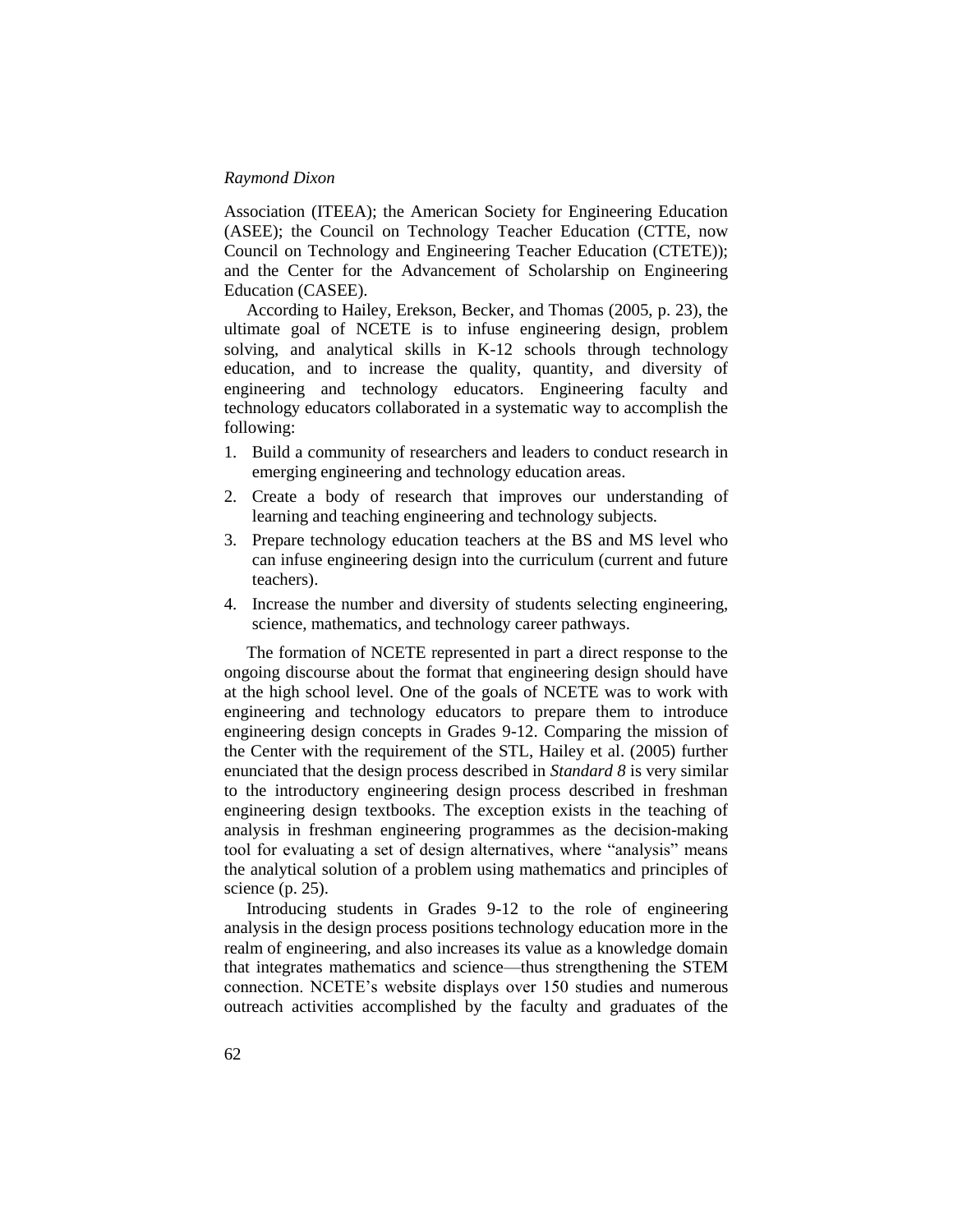Association (ITEEA); the American Society for Engineering Education (ASEE); the Council on Technology Teacher Education (CTTE, now Council on Technology and Engineering Teacher Education (CTETE)); and the Center for the Advancement of Scholarship on Engineering Education (CASEE).

According to Hailey, Erekson, Becker, and Thomas (2005, p. 23), the ultimate goal of NCETE is to infuse engineering design, problem solving, and analytical skills in K-12 schools through technology education, and to increase the quality, quantity, and diversity of engineering and technology educators. Engineering faculty and technology educators collaborated in a systematic way to accomplish the following:

1. Build a community of researchers and leaders to conduct research in emerging engineering and technology education areas.
2. Create a body of research that improves our understanding of learning and teaching engineering and technology subjects.
3. Prepare technology education teachers at the BS and MS level who can infuse engineering design into the curriculum (current and future teachers).
4. Increase the number and diversity of students selecting engineering, science, mathematics, and technology career pathways.

The formation of NCETE represented in part a direct response to the ongoing discourse about the format that engineering design should have at the high school level. One of the goals of NCETE was to work with engineering and technology educators to prepare them to introduce engineering design concepts in Grades 9-12. Comparing the mission of the Center with the requirement of the STL, Hailey et al. (2005) further enunciated that the design process described in *Standard 8* is very similar to the introductory engineering design process described in freshman engineering design textbooks. The exception exists in the teaching of analysis in freshman engineering programmes as the decision-making tool for evaluating a set of design alternatives, where "analysis" means the analytical solution of a problem using mathematics and principles of science (p. 25).

Introducing students in Grades 9-12 to the role of engineering analysis in the design process positions technology education more in the realm of engineering, and also increases its value as a knowledge domain that integrates mathematics and science—thus strengthening the STEM connection. NCETE's website displays over 150 studies and numerous outreach activities accomplished by the faculty and graduates of the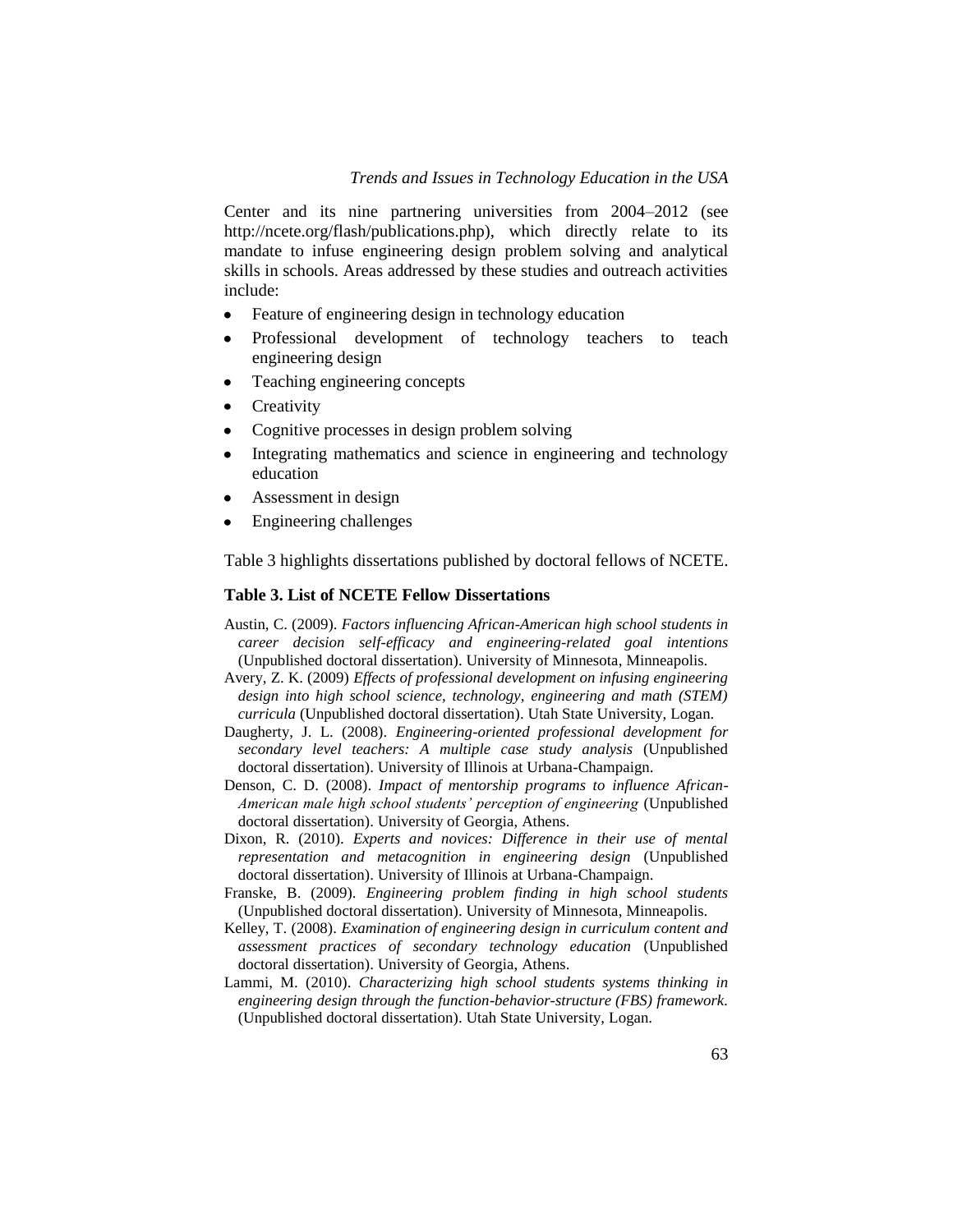Center and its nine partnering universities from 2004–2012 (see http://ncete.org/flash/publications.php), which directly relate to its mandate to infuse engineering design problem solving and analytical skills in schools. Areas addressed by these studies and outreach activities include:

- Feature of engineering design in technology education
- Professional development of technology teachers to teach engineering design
- Teaching engineering concepts
- Creativity
- Cognitive processes in design problem solving
- Integrating mathematics and science in engineering and technology education
- Assessment in design
- Engineering challenges

Table 3 highlights dissertations published by doctoral fellows of NCETE.

**Table 3. List of NCETE Fellow Dissertations**

Austin, C. (2009). *Factors influencing African-American high school students in career decision self-efficacy and engineering-related goal intentions* (Unpublished doctoral dissertation). University of Minnesota, Minneapolis.

Avery, Z. K. (2009) *Effects of professional development on infusing engineering design into high school science, technology, engineering and math (STEM) curricula* (Unpublished doctoral dissertation). Utah State University, Logan.

Daugherty, J. L. (2008). *Engineering-oriented professional development for secondary level teachers: A multiple case study analysis* (Unpublished doctoral dissertation). University of Illinois at Urbana-Champaign.

Denson, C. D. (2008). *Impact of mentorship programs to influence African-American male high school students' perception of engineering* (Unpublished doctoral dissertation). University of Georgia, Athens.

Dixon, R. (2010). *Experts and novices: Difference in their use of mental representation and metacognition in engineering design* (Unpublished doctoral dissertation). University of Illinois at Urbana-Champaign.

Franske, B. (2009). *Engineering problem finding in high school students* (Unpublished doctoral dissertation). University of Minnesota, Minneapolis.

Kelley, T. (2008). *Examination of engineering design in curriculum content and assessment practices of secondary technology education* (Unpublished doctoral dissertation). University of Georgia, Athens.

Lammi, M. (2010). *Characterizing high school students systems thinking in engineering design through the function-behavior-structure (FBS) framework*. (Unpublished doctoral dissertation). Utah State University, Logan.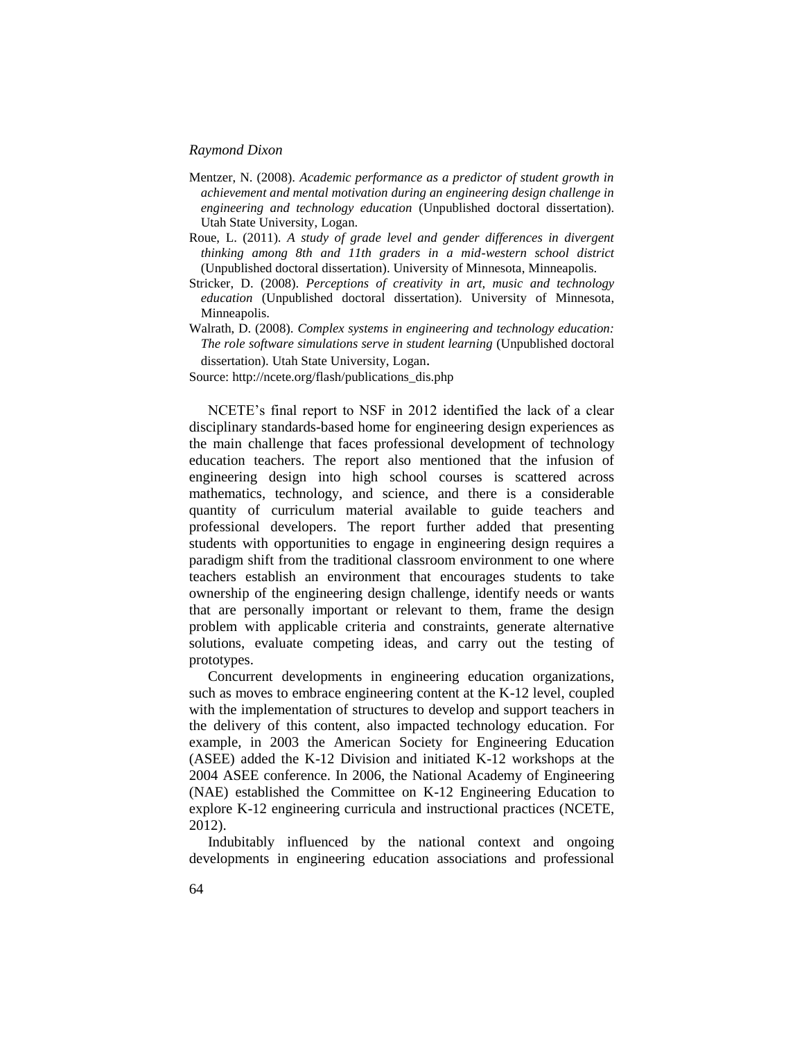Mentzer, N. (2008). *Academic performance as a predictor of student growth in achievement and mental motivation during an engineering design challenge in engineering and technology education* (Unpublished doctoral dissertation). Utah State University, Logan.

Roue, L. (2011). *A study of grade level and gender differences in divergent thinking among 8th and 11th graders in a mid-western school district* (Unpublished doctoral dissertation). University of Minnesota, Minneapolis.

Stricker, D. (2008). *Perceptions of creativity in art, music and technology education* (Unpublished doctoral dissertation). University of Minnesota, Minneapolis.

Walrath, D. (2008). *Complex systems in engineering and technology education: The role software simulations serve in student learning* (Unpublished doctoral dissertation). Utah State University, Logan.

Source: http://ncete.org/flash/publications_dis.php

NCETE's final report to NSF in 2012 identified the lack of a clear disciplinary standards-based home for engineering design experiences as the main challenge that faces professional development of technology education teachers. The report also mentioned that the infusion of engineering design into high school courses is scattered across mathematics, technology, and science, and there is a considerable quantity of curriculum material available to guide teachers and professional developers. The report further added that presenting students with opportunities to engage in engineering design requires a paradigm shift from the traditional classroom environment to one where teachers establish an environment that encourages students to take ownership of the engineering design challenge, identify needs or wants that are personally important or relevant to them, frame the design problem with applicable criteria and constraints, generate alternative solutions, evaluate competing ideas, and carry out the testing of prototypes.

Concurrent developments in engineering education organizations, such as moves to embrace engineering content at the K-12 level, coupled with the implementation of structures to develop and support teachers in the delivery of this content, also impacted technology education. For example, in 2003 the American Society for Engineering Education (ASEE) added the K-12 Division and initiated K-12 workshops at the 2004 ASEE conference. In 2006, the National Academy of Engineering (NAE) established the Committee on K-12 Engineering Education to explore K-12 engineering curricula and instructional practices (NCETE, 2012).

Indubitably influenced by the national context and ongoing developments in engineering education associations and professional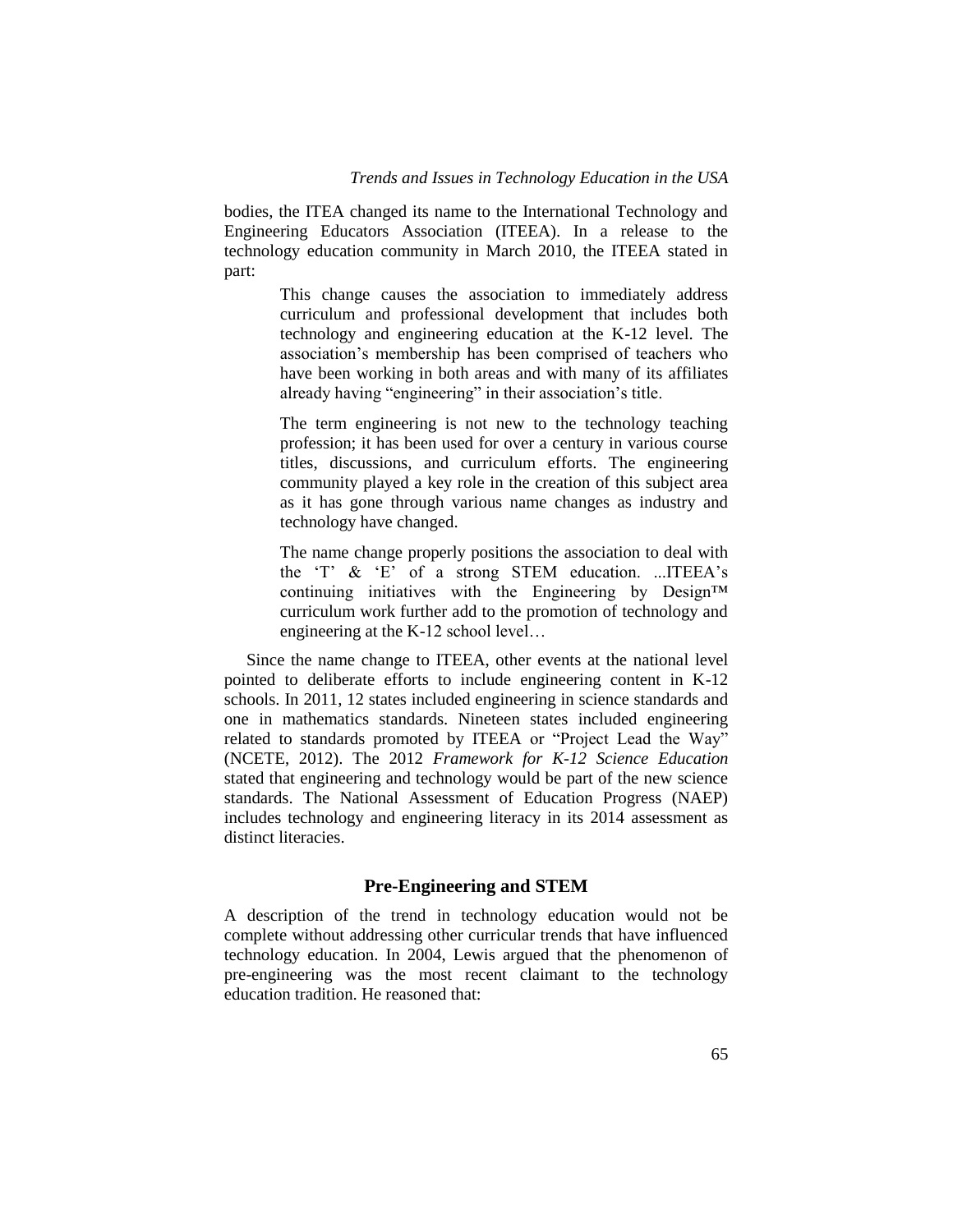bodies, the ITEA changed its name to the International Technology and Engineering Educators Association (ITEEA). In a release to the technology education community in March 2010, the ITEEA stated in part:

> This change causes the association to immediately address curriculum and professional development that includes both technology and engineering education at the K-12 level. The association's membership has been comprised of teachers who have been working in both areas and with many of its affiliates already having "engineering" in their association's title.
>
> The term engineering is not new to the technology teaching profession; it has been used for over a century in various course titles, discussions, and curriculum efforts. The engineering community played a key role in the creation of this subject area as it has gone through various name changes as industry and technology have changed.
>
> The name change properly positions the association to deal with the 'T' & 'E' of a strong STEM education. ...ITEEA's continuing initiatives with the Engineering by Design™ curriculum work further add to the promotion of technology and engineering at the K-12 school level…

Since the name change to ITEEA, other events at the national level pointed to deliberate efforts to include engineering content in K-12 schools. In 2011, 12 states included engineering in science standards and one in mathematics standards. Nineteen states included engineering related to standards promoted by ITEEA or "Project Lead the Way" (NCETE, 2012). The 2012 *Framework for K-12 Science Education* stated that engineering and technology would be part of the new science standards. The National Assessment of Education Progress (NAEP) includes technology and engineering literacy in its 2014 assessment as distinct literacies.

## Pre-Engineering and STEM

A description of the trend in technology education would not be complete without addressing other curricular trends that have influenced technology education. In 2004, Lewis argued that the phenomenon of pre-engineering was the most recent claimant to the technology education tradition. He reasoned that: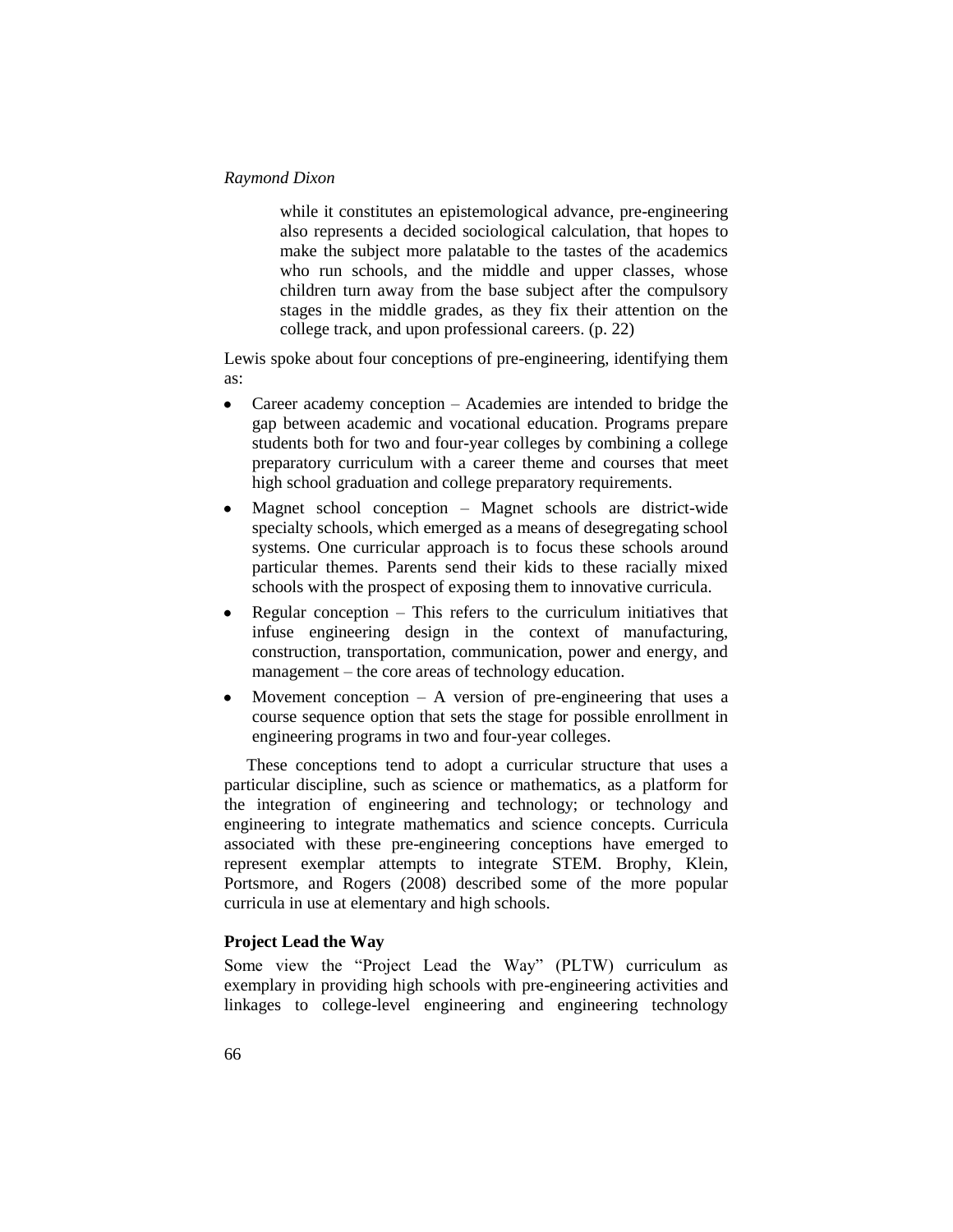> while it constitutes an epistemological advance, pre-engineering also represents a decided sociological calculation, that hopes to make the subject more palatable to the tastes of the academics who run schools, and the middle and upper classes, whose children turn away from the base subject after the compulsory stages in the middle grades, as they fix their attention on the college track, and upon professional careers. (p. 22)

Lewis spoke about four conceptions of pre-engineering, identifying them as:

- Career academy conception – Academies are intended to bridge the gap between academic and vocational education. Programs prepare students both for two and four-year colleges by combining a college preparatory curriculum with a career theme and courses that meet high school graduation and college preparatory requirements.
- Magnet school conception – Magnet schools are district-wide specialty schools, which emerged as a means of desegregating school systems. One curricular approach is to focus these schools around particular themes. Parents send their kids to these racially mixed schools with the prospect of exposing them to innovative curricula.
- Regular conception – This refers to the curriculum initiatives that infuse engineering design in the context of manufacturing, construction, transportation, communication, power and energy, and management – the core areas of technology education.
- Movement conception – A version of pre-engineering that uses a course sequence option that sets the stage for possible enrollment in engineering programs in two and four-year colleges.

These conceptions tend to adopt a curricular structure that uses a particular discipline, such as science or mathematics, as a platform for the integration of engineering and technology; or technology and engineering to integrate mathematics and science concepts. Curricula associated with these pre-engineering conceptions have emerged to represent exemplar attempts to integrate STEM. Brophy, Klein, Portsmore, and Rogers (2008) described some of the more popular curricula in use at elementary and high schools.

**Project Lead the Way**

Some view the "Project Lead the Way" (PLTW) curriculum as exemplary in providing high schools with pre-engineering activities and linkages to college-level engineering and engineering technology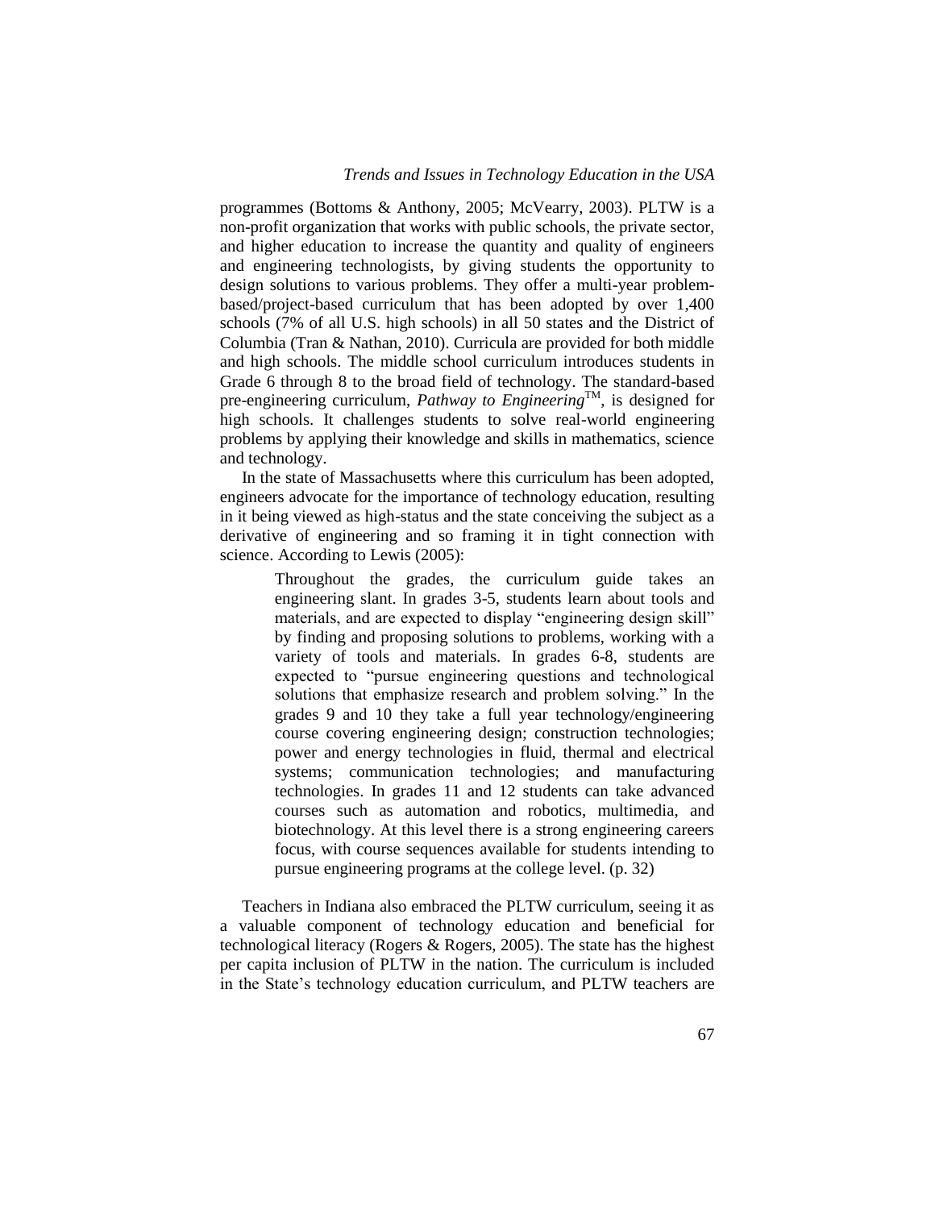programmes (Bottoms & Anthony, 2005; McVearry, 2003). PLTW is a non-profit organization that works with public schools, the private sector, and higher education to increase the quantity and quality of engineers and engineering technologists, by giving students the opportunity to design solutions to various problems. They offer a multi-year problem-based/project-based curriculum that has been adopted by over 1,400 schools (7% of all U.S. high schools) in all 50 states and the District of Columbia (Tran & Nathan, 2010). Curricula are provided for both middle and high schools. The middle school curriculum introduces students in Grade 6 through 8 to the broad field of technology. The standard-based pre-engineering curriculum, *Pathway to Engineering*™, is designed for high schools. It challenges students to solve real-world engineering problems by applying their knowledge and skills in mathematics, science and technology.

In the state of Massachusetts where this curriculum has been adopted, engineers advocate for the importance of technology education, resulting in it being viewed as high-status and the state conceiving the subject as a derivative of engineering and so framing it in tight connection with science. According to Lewis (2005):

> Throughout the grades, the curriculum guide takes an engineering slant. In grades 3-5, students learn about tools and materials, and are expected to display "engineering design skill" by finding and proposing solutions to problems, working with a variety of tools and materials. In grades 6-8, students are expected to "pursue engineering questions and technological solutions that emphasize research and problem solving." In the grades 9 and 10 they take a full year technology/engineering course covering engineering design; construction technologies; power and energy technologies in fluid, thermal and electrical systems; communication technologies; and manufacturing technologies. In grades 11 and 12 students can take advanced courses such as automation and robotics, multimedia, and biotechnology. At this level there is a strong engineering careers focus, with course sequences available for students intending to pursue engineering programs at the college level. (p. 32)

Teachers in Indiana also embraced the PLTW curriculum, seeing it as a valuable component of technology education and beneficial for technological literacy (Rogers & Rogers, 2005). The state has the highest per capita inclusion of PLTW in the nation. The curriculum is included in the State's technology education curriculum, and PLTW teachers are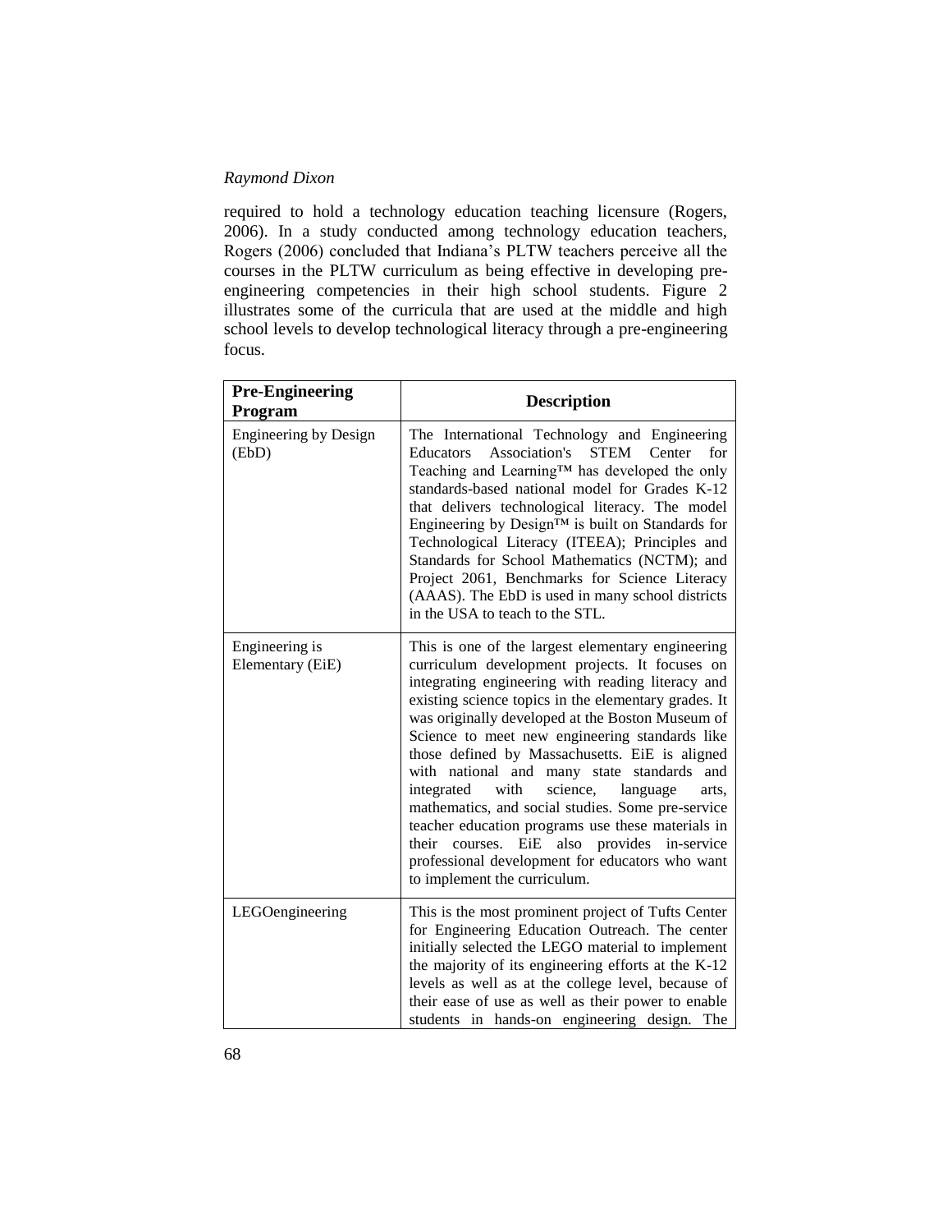required to hold a technology education teaching licensure (Rogers, 2006). In a study conducted among technology education teachers, Rogers (2006) concluded that Indiana's PLTW teachers perceive all the courses in the PLTW curriculum as being effective in developing pre-engineering competencies in their high school students. Figure 2 illustrates some of the curricula that are used at the middle and high school levels to develop technological literacy through a pre-engineering focus.

| **Pre-Engineering Program** | **Description** |
|---|---|
| Engineering by Design (EbD) | The International Technology and Engineering Educators Association's STEM Center for Teaching and Learning™ has developed the only standards-based national model for Grades K-12 that delivers technological literacy. The model Engineering by Design™ is built on Standards for Technological Literacy (ITEEA); Principles and Standards for School Mathematics (NCTM); and Project 2061, Benchmarks for Science Literacy (AAAS). The EbD is used in many school districts in the USA to teach to the STL. |
| Engineering is Elementary (EiE) | This is one of the largest elementary engineering curriculum development projects. It focuses on integrating engineering with reading literacy and existing science topics in the elementary grades. It was originally developed at the Boston Museum of Science to meet new engineering standards like those defined by Massachusetts. EiE is aligned with national and many state standards and integrated with science, language arts, mathematics, and social studies. Some pre-service teacher education programs use these materials in their courses. EiE also provides in-service professional development for educators who want to implement the curriculum. |
| LEGOengineering | This is the most prominent project of Tufts Center for Engineering Education Outreach. The center initially selected the LEGO material to implement the majority of its engineering efforts at the K-12 levels as well as at the college level, because of their ease of use as well as their power to enable students in hands-on engineering design. The |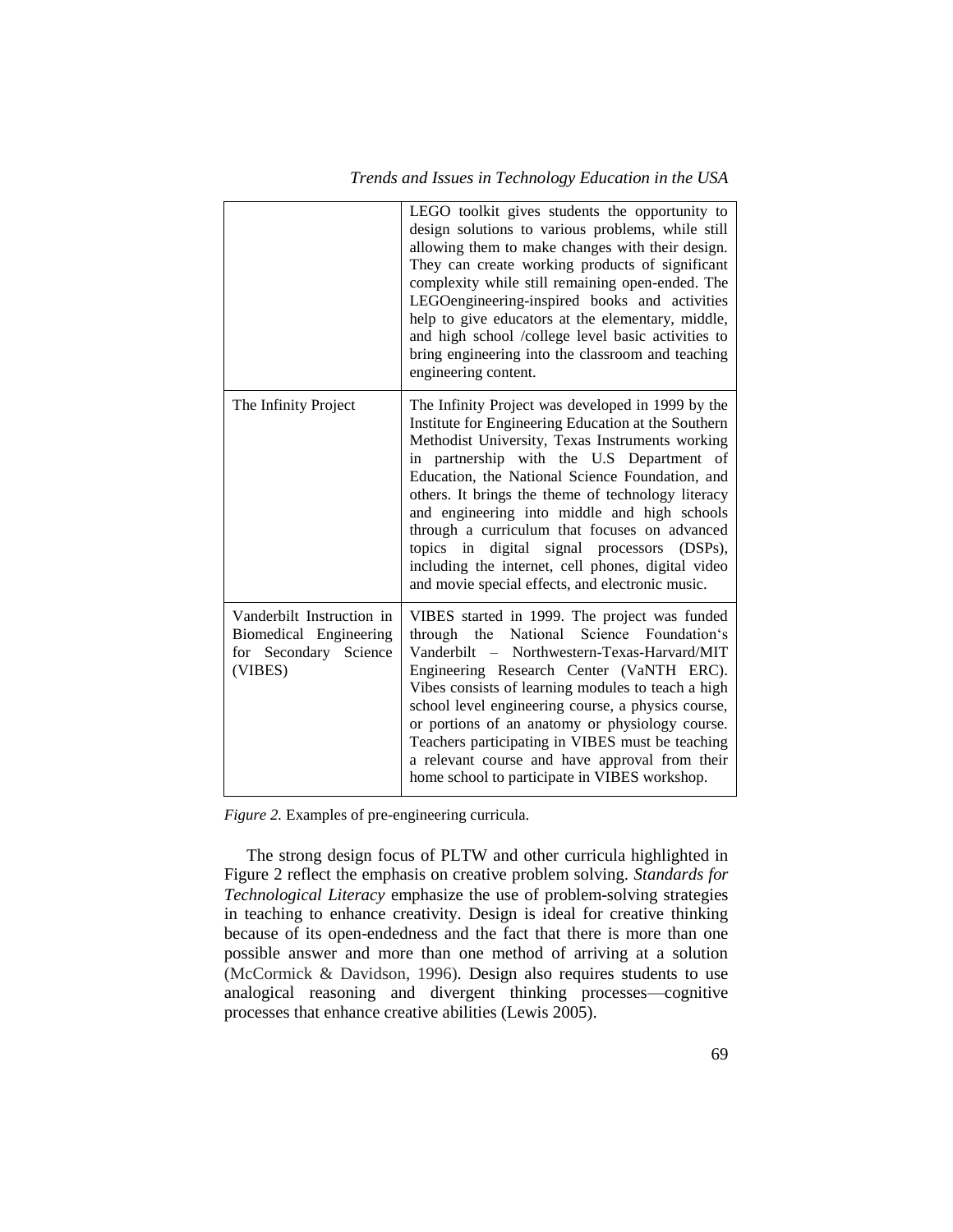| | |
|---|---|
| | LEGO toolkit gives students the opportunity to design solutions to various problems, while still allowing them to make changes with their design. They can create working products of significant complexity while still remaining open-ended. The LEGOengineering-inspired books and activities help to give educators at the elementary, middle, and high school /college level basic activities to bring engineering into the classroom and teaching engineering content. |
| The Infinity Project | The Infinity Project was developed in 1999 by the Institute for Engineering Education at the Southern Methodist University, Texas Instruments working in partnership with the U.S Department of Education, the National Science Foundation, and others. It brings the theme of technology literacy and engineering into middle and high schools through a curriculum that focuses on advanced topics in digital signal processors (DSPs), including the internet, cell phones, digital video and movie special effects, and electronic music. |
| Vanderbilt Instruction in Biomedical Engineering for Secondary Science (VIBES) | VIBES started in 1999. The project was funded through the National Science Foundation's Vanderbilt – Northwestern-Texas-Harvard/MIT Engineering Research Center (VaNTH ERC). Vibes consists of learning modules to teach a high school level engineering course, a physics course, or portions of an anatomy or physiology course. Teachers participating in VIBES must be teaching a relevant course and have approval from their home school to participate in VIBES workshop. |

*Figure 2.* Examples of pre-engineering curricula.

The strong design focus of PLTW and other curricula highlighted in Figure 2 reflect the emphasis on creative problem solving. *Standards for Technological Literacy* emphasize the use of problem-solving strategies in teaching to enhance creativity. Design is ideal for creative thinking because of its open-endedness and the fact that there is more than one possible answer and more than one method of arriving at a solution (McCormick & Davidson, 1996). Design also requires students to use analogical reasoning and divergent thinking processes—cognitive processes that enhance creative abilities (Lewis 2005).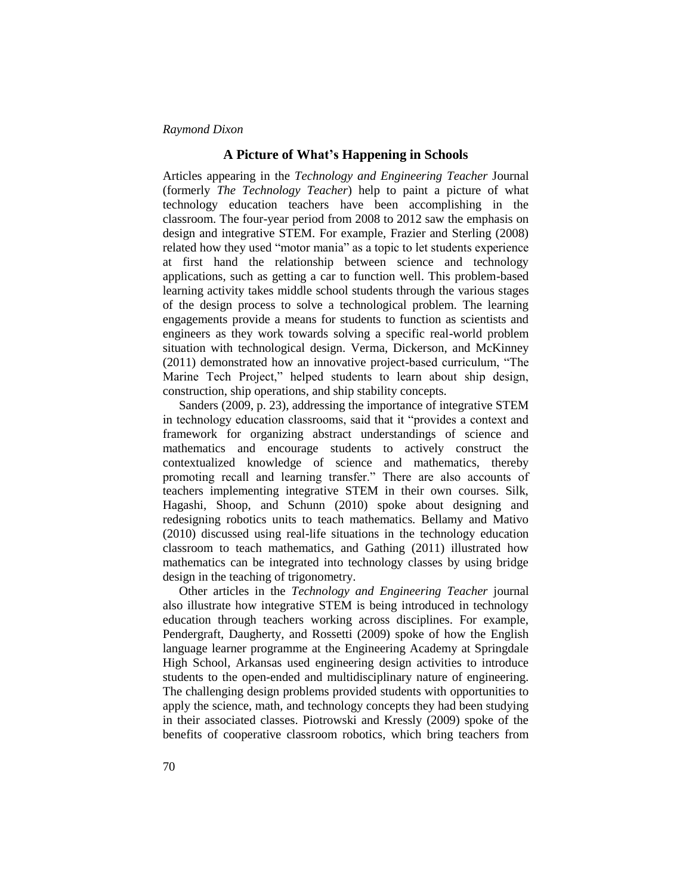## A Picture of What's Happening in Schools

Articles appearing in the *Technology and Engineering Teacher* Journal (formerly *The Technology Teacher*) help to paint a picture of what technology education teachers have been accomplishing in the classroom. The four-year period from 2008 to 2012 saw the emphasis on design and integrative STEM. For example, Frazier and Sterling (2008) related how they used "motor mania" as a topic to let students experience at first hand the relationship between science and technology applications, such as getting a car to function well. This problem-based learning activity takes middle school students through the various stages of the design process to solve a technological problem. The learning engagements provide a means for students to function as scientists and engineers as they work towards solving a specific real-world problem situation with technological design. Verma, Dickerson, and McKinney (2011) demonstrated how an innovative project-based curriculum, "The Marine Tech Project," helped students to learn about ship design, construction, ship operations, and ship stability concepts.

Sanders (2009, p. 23), addressing the importance of integrative STEM in technology education classrooms, said that it "provides a context and framework for organizing abstract understandings of science and mathematics and encourage students to actively construct the contextualized knowledge of science and mathematics, thereby promoting recall and learning transfer." There are also accounts of teachers implementing integrative STEM in their own courses. Silk, Hagashi, Shoop, and Schunn (2010) spoke about designing and redesigning robotics units to teach mathematics. Bellamy and Mativo (2010) discussed using real-life situations in the technology education classroom to teach mathematics, and Gathing (2011) illustrated how mathematics can be integrated into technology classes by using bridge design in the teaching of trigonometry.

Other articles in the *Technology and Engineering Teacher* journal also illustrate how integrative STEM is being introduced in technology education through teachers working across disciplines. For example, Pendergraft, Daugherty, and Rossetti (2009) spoke of how the English language learner programme at the Engineering Academy at Springdale High School, Arkansas used engineering design activities to introduce students to the open-ended and multidisciplinary nature of engineering. The challenging design problems provided students with opportunities to apply the science, math, and technology concepts they had been studying in their associated classes. Piotrowski and Kressly (2009) spoke of the benefits of cooperative classroom robotics, which bring teachers from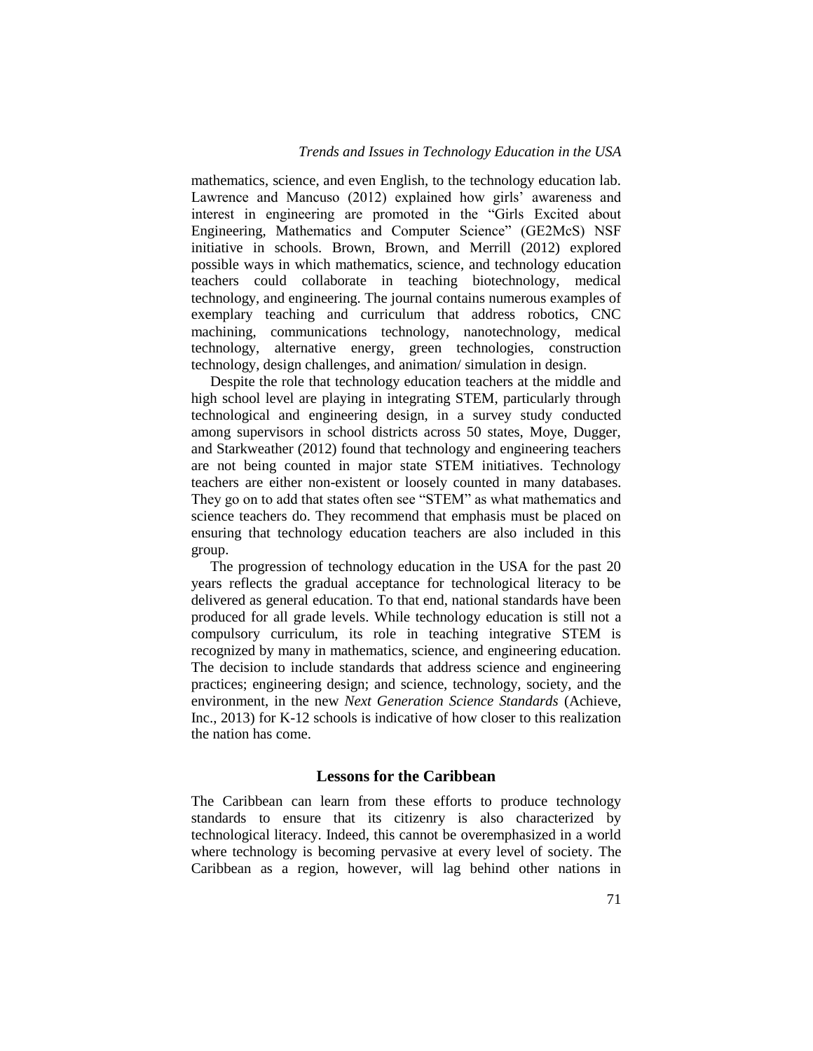mathematics, science, and even English, to the technology education lab. Lawrence and Mancuso (2012) explained how girls' awareness and interest in engineering are promoted in the "Girls Excited about Engineering, Mathematics and Computer Science" (GE2McS) NSF initiative in schools. Brown, Brown, and Merrill (2012) explored possible ways in which mathematics, science, and technology education teachers could collaborate in teaching biotechnology, medical technology, and engineering. The journal contains numerous examples of exemplary teaching and curriculum that address robotics, CNC machining, communications technology, nanotechnology, medical technology, alternative energy, green technologies, construction technology, design challenges, and animation/ simulation in design.

Despite the role that technology education teachers at the middle and high school level are playing in integrating STEM, particularly through technological and engineering design, in a survey study conducted among supervisors in school districts across 50 states, Moye, Dugger, and Starkweather (2012) found that technology and engineering teachers are not being counted in major state STEM initiatives. Technology teachers are either non-existent or loosely counted in many databases. They go on to add that states often see "STEM" as what mathematics and science teachers do. They recommend that emphasis must be placed on ensuring that technology education teachers are also included in this group.

The progression of technology education in the USA for the past 20 years reflects the gradual acceptance for technological literacy to be delivered as general education. To that end, national standards have been produced for all grade levels. While technology education is still not a compulsory curriculum, its role in teaching integrative STEM is recognized by many in mathematics, science, and engineering education. The decision to include standards that address science and engineering practices; engineering design; and science, technology, society, and the environment, in the new *Next Generation Science Standards* (Achieve, Inc., 2013) for K-12 schools is indicative of how closer to this realization the nation has come.

## Lessons for the Caribbean

The Caribbean can learn from these efforts to produce technology standards to ensure that its citizenry is also characterized by technological literacy. Indeed, this cannot be overemphasized in a world where technology is becoming pervasive at every level of society. The Caribbean as a region, however, will lag behind other nations in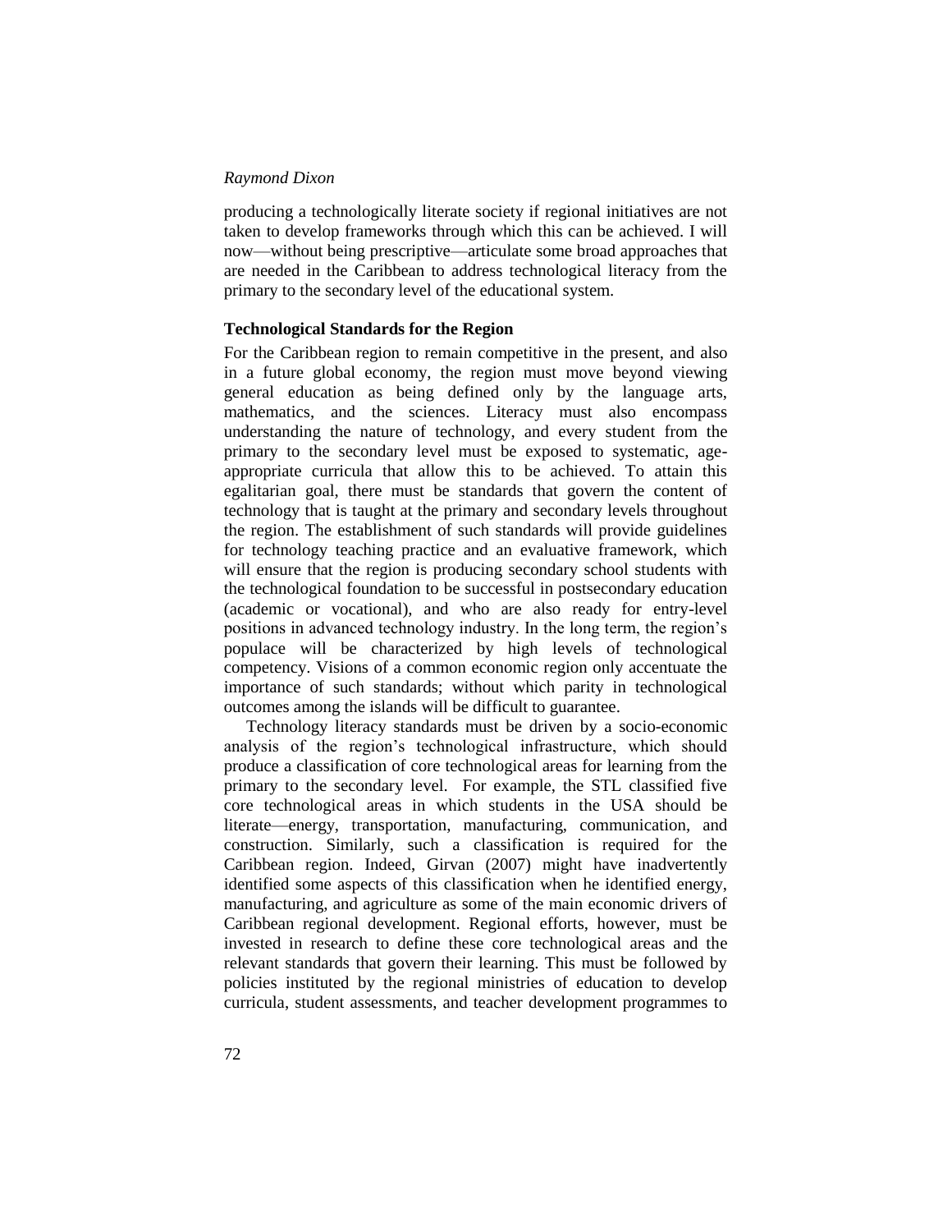producing a technologically literate society if regional initiatives are not taken to develop frameworks through which this can be achieved. I will now—without being prescriptive—articulate some broad approaches that are needed in the Caribbean to address technological literacy from the primary to the secondary level of the educational system.

### Technological Standards for the Region

For the Caribbean region to remain competitive in the present, and also in a future global economy, the region must move beyond viewing general education as being defined only by the language arts, mathematics, and the sciences. Literacy must also encompass understanding the nature of technology, and every student from the primary to the secondary level must be exposed to systematic, age-appropriate curricula that allow this to be achieved. To attain this egalitarian goal, there must be standards that govern the content of technology that is taught at the primary and secondary levels throughout the region. The establishment of such standards will provide guidelines for technology teaching practice and an evaluative framework, which will ensure that the region is producing secondary school students with the technological foundation to be successful in postsecondary education (academic or vocational), and who are also ready for entry-level positions in advanced technology industry. In the long term, the region's populace will be characterized by high levels of technological competency. Visions of a common economic region only accentuate the importance of such standards; without which parity in technological outcomes among the islands will be difficult to guarantee.

Technology literacy standards must be driven by a socio-economic analysis of the region's technological infrastructure, which should produce a classification of core technological areas for learning from the primary to the secondary level. For example, the STL classified five core technological areas in which students in the USA should be literate—energy, transportation, manufacturing, communication, and construction. Similarly, such a classification is required for the Caribbean region. Indeed, Girvan (2007) might have inadvertently identified some aspects of this classification when he identified energy, manufacturing, and agriculture as some of the main economic drivers of Caribbean regional development. Regional efforts, however, must be invested in research to define these core technological areas and the relevant standards that govern their learning. This must be followed by policies instituted by the regional ministries of education to develop curricula, student assessments, and teacher development programmes to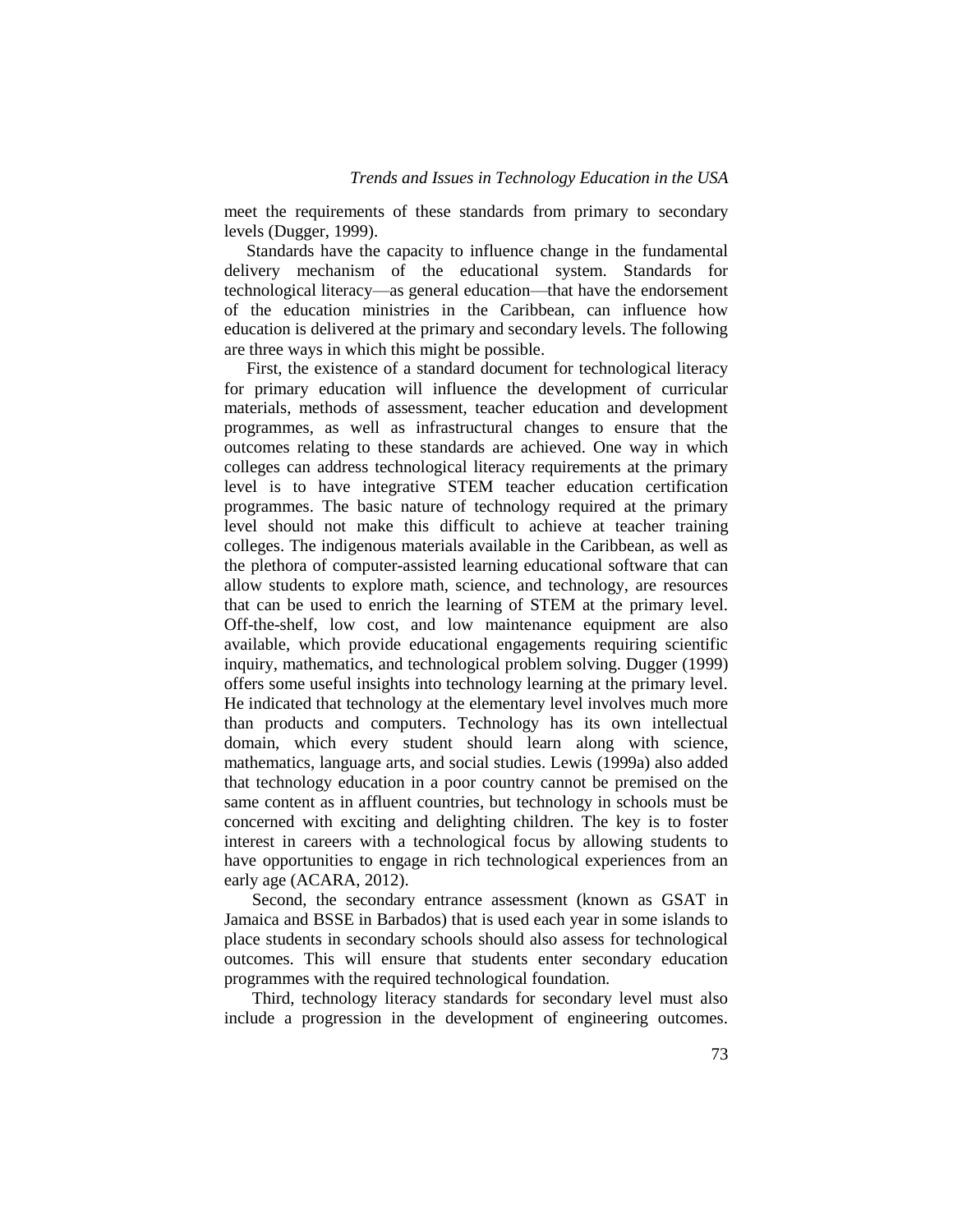meet the requirements of these standards from primary to secondary levels (Dugger, 1999).

Standards have the capacity to influence change in the fundamental delivery mechanism of the educational system. Standards for technological literacy—as general education—that have the endorsement of the education ministries in the Caribbean, can influence how education is delivered at the primary and secondary levels. The following are three ways in which this might be possible.

First, the existence of a standard document for technological literacy for primary education will influence the development of curricular materials, methods of assessment, teacher education and development programmes, as well as infrastructural changes to ensure that the outcomes relating to these standards are achieved. One way in which colleges can address technological literacy requirements at the primary level is to have integrative STEM teacher education certification programmes. The basic nature of technology required at the primary level should not make this difficult to achieve at teacher training colleges. The indigenous materials available in the Caribbean, as well as the plethora of computer-assisted learning educational software that can allow students to explore math, science, and technology, are resources that can be used to enrich the learning of STEM at the primary level. Off-the-shelf, low cost, and low maintenance equipment are also available, which provide educational engagements requiring scientific inquiry, mathematics, and technological problem solving. Dugger (1999) offers some useful insights into technology learning at the primary level. He indicated that technology at the elementary level involves much more than products and computers. Technology has its own intellectual domain, which every student should learn along with science, mathematics, language arts, and social studies. Lewis (1999a) also added that technology education in a poor country cannot be premised on the same content as in affluent countries, but technology in schools must be concerned with exciting and delighting children. The key is to foster interest in careers with a technological focus by allowing students to have opportunities to engage in rich technological experiences from an early age (ACARA, 2012).

Second, the secondary entrance assessment (known as GSAT in Jamaica and BSSE in Barbados) that is used each year in some islands to place students in secondary schools should also assess for technological outcomes. This will ensure that students enter secondary education programmes with the required technological foundation.

Third, technology literacy standards for secondary level must also include a progression in the development of engineering outcomes.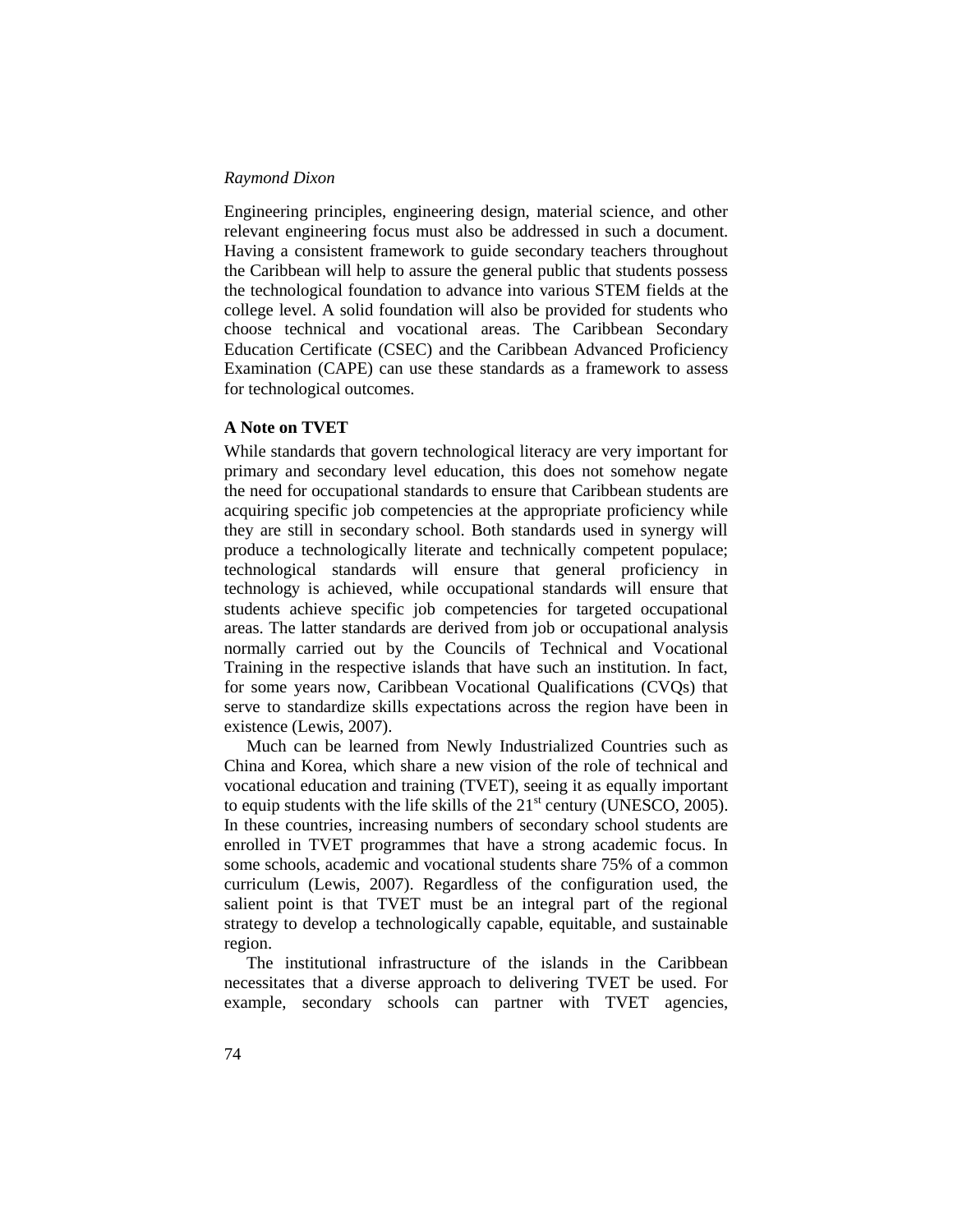Engineering principles, engineering design, material science, and other relevant engineering focus must also be addressed in such a document. Having a consistent framework to guide secondary teachers throughout the Caribbean will help to assure the general public that students possess the technological foundation to advance into various STEM fields at the college level. A solid foundation will also be provided for students who choose technical and vocational areas. The Caribbean Secondary Education Certificate (CSEC) and the Caribbean Advanced Proficiency Examination (CAPE) can use these standards as a framework to assess for technological outcomes.

### A Note on TVET

While standards that govern technological literacy are very important for primary and secondary level education, this does not somehow negate the need for occupational standards to ensure that Caribbean students are acquiring specific job competencies at the appropriate proficiency while they are still in secondary school. Both standards used in synergy will produce a technologically literate and technically competent populace; technological standards will ensure that general proficiency in technology is achieved, while occupational standards will ensure that students achieve specific job competencies for targeted occupational areas. The latter standards are derived from job or occupational analysis normally carried out by the Councils of Technical and Vocational Training in the respective islands that have such an institution. In fact, for some years now, Caribbean Vocational Qualifications (CVQs) that serve to standardize skills expectations across the region have been in existence (Lewis, 2007).

Much can be learned from Newly Industrialized Countries such as China and Korea, which share a new vision of the role of technical and vocational education and training (TVET), seeing it as equally important to equip students with the life skills of the 21st century (UNESCO, 2005). In these countries, increasing numbers of secondary school students are enrolled in TVET programmes that have a strong academic focus. In some schools, academic and vocational students share 75% of a common curriculum (Lewis, 2007). Regardless of the configuration used, the salient point is that TVET must be an integral part of the regional strategy to develop a technologically capable, equitable, and sustainable region.

The institutional infrastructure of the islands in the Caribbean necessitates that a diverse approach to delivering TVET be used. For example, secondary schools can partner with TVET agencies,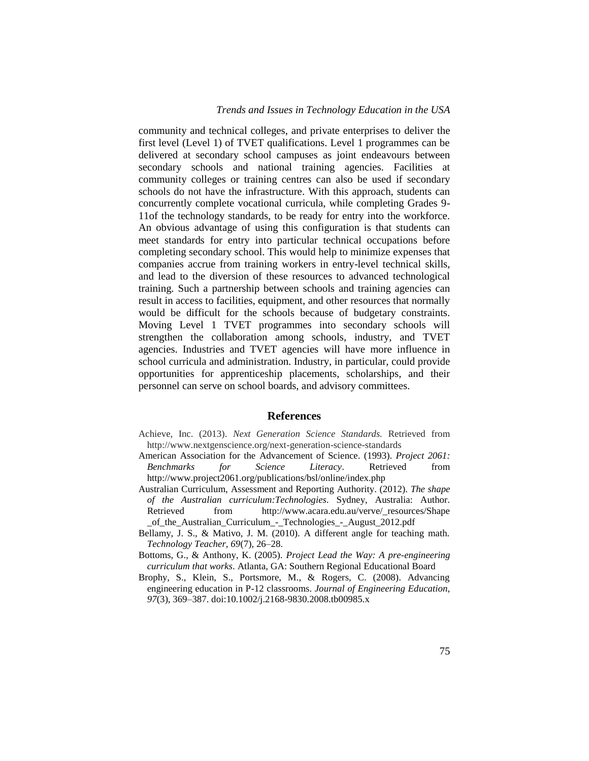community and technical colleges, and private enterprises to deliver the first level (Level 1) of TVET qualifications. Level 1 programmes can be delivered at secondary school campuses as joint endeavours between secondary schools and national training agencies. Facilities at community colleges or training centres can also be used if secondary schools do not have the infrastructure. With this approach, students can concurrently complete vocational curricula, while completing Grades 9-11of the technology standards, to be ready for entry into the workforce. An obvious advantage of using this configuration is that students can meet standards for entry into particular technical occupations before completing secondary school. This would help to minimize expenses that companies accrue from training workers in entry-level technical skills, and lead to the diversion of these resources to advanced technological training. Such a partnership between schools and training agencies can result in access to facilities, equipment, and other resources that normally would be difficult for the schools because of budgetary constraints. Moving Level 1 TVET programmes into secondary schools will strengthen the collaboration among schools, industry, and TVET agencies. Industries and TVET agencies will have more influence in school curricula and administration. Industry, in particular, could provide opportunities for apprenticeship placements, scholarships, and their personnel can serve on school boards, and advisory committees.

## References

Achieve, Inc. (2013). *Next Generation Science Standards.* Retrieved from http://www.nextgenscience.org/next-generation-science-standards

American Association for the Advancement of Science. (1993). *Project 2061: Benchmarks for Science Literacy*. Retrieved from http://www.project2061.org/publications/bsl/online/index.php

Australian Curriculum, Assessment and Reporting Authority. (2012). *The shape of the Australian curriculum:Technologies*. Sydney, Australia: Author. Retrieved from http://www.acara.edu.au/verve/_resources/Shape_of_the_Australian_Curriculum_-_Technologies_-_August_2012.pdf

Bellamy, J. S., & Mativo, J. M. (2010). A different angle for teaching math. *Technology Teacher, 69*(7), 26–28.

Bottoms, G., & Anthony, K. (2005). *Project Lead the Way: A pre-engineering curriculum that works*. Atlanta, GA: Southern Regional Educational Board

Brophy, S., Klein, S., Portsmore, M., & Rogers, C. (2008). Advancing engineering education in P-12 classrooms. *Journal of Engineering Education, 97*(3), 369–387. doi:10.1002/j.2168-9830.2008.tb00985.x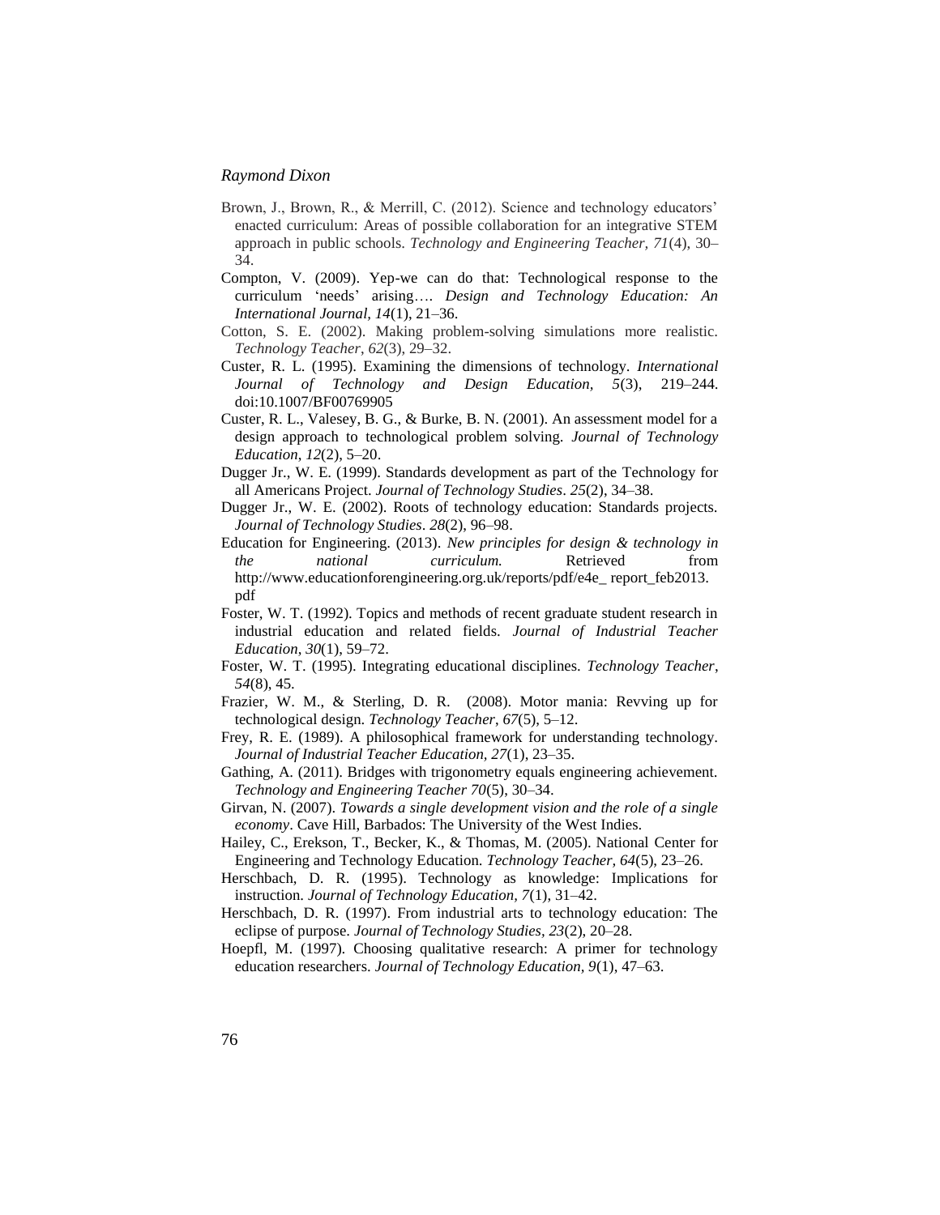Brown, J., Brown, R., & Merrill, C. (2012). Science and technology educators' enacted curriculum: Areas of possible collaboration for an integrative STEM approach in public schools. *Technology and Engineering Teacher, 71*(4), 30–34.

Compton, V. (2009). Yep-we can do that: Technological response to the curriculum 'needs' arising…. *Design and Technology Education: An International Journal, 14*(1), 21–36.

Cotton, S. E. (2002). Making problem-solving simulations more realistic. *Technology Teacher*, *62*(3), 29–32.

Custer, R. L. (1995). Examining the dimensions of technology. *International Journal of Technology and Design Education, 5*(3), 219–244. doi:10.1007/BF00769905

Custer, R. L., Valesey, B. G., & Burke, B. N. (2001). An assessment model for a design approach to technological problem solving. *Journal of Technology Education*, *12*(2), 5–20.

Dugger Jr., W. E. (1999). Standards development as part of the Technology for all Americans Project. *Journal of Technology Studies*. *25*(2), 34–38.

Dugger Jr., W. E. (2002). Roots of technology education: Standards projects. *Journal of Technology Studies*. *28*(2), 96–98.

Education for Engineering. (2013). *New principles for design & technology in the national curriculum.* Retrieved from http://www.educationforengineering.org.uk/reports/pdf/e4e_ report_feb2013.pdf

Foster, W. T. (1992). Topics and methods of recent graduate student research in industrial education and related fields. *Journal of Industrial Teacher Education*, *30*(1), 59–72.

Foster, W. T. (1995). Integrating educational disciplines. *Technology Teacher*, *54*(8), 45.

Frazier, W. M., & Sterling, D. R. (2008). Motor mania: Revving up for technological design. *Technology Teacher*, *67*(5), 5–12.

Frey, R. E. (1989). A philosophical framework for understanding technology. *Journal of Industrial Teacher Education, 27*(1), 23–35.

Gathing, A. (2011). Bridges with trigonometry equals engineering achievement. *Technology and Engineering Teacher 70*(5), 30–34.

Girvan, N. (2007). *Towards a single development vision and the role of a single economy*. Cave Hill, Barbados: The University of the West Indies.

Hailey, C., Erekson, T., Becker, K., & Thomas, M. (2005). National Center for Engineering and Technology Education. *Technology Teacher, 64*(5), 23–26.

Herschbach, D. R. (1995). Technology as knowledge: Implications for instruction. *Journal of Technology Education, 7*(1), 31–42.

Herschbach, D. R. (1997). From industrial arts to technology education: The eclipse of purpose. *Journal of Technology Studies, 23*(2), 20–28.

Hoepfl, M. (1997). Choosing qualitative research: A primer for technology education researchers. *Journal of Technology Education*, *9*(1), 47–63.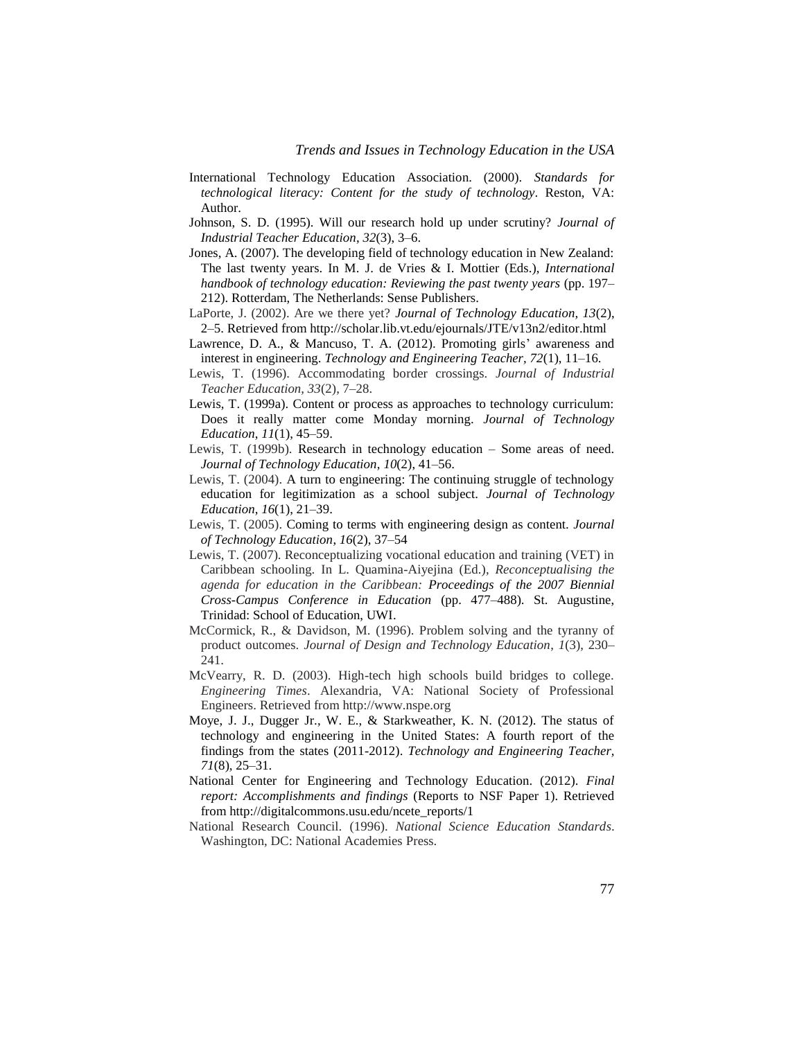International Technology Education Association. (2000). *Standards for technological literacy: Content for the study of technology*. Reston, VA: Author.

Johnson, S. D. (1995). Will our research hold up under scrutiny? *Journal of Industrial Teacher Education*, *32*(3), 3–6.

Jones, A. (2007). The developing field of technology education in New Zealand: The last twenty years. In M. J. de Vries & I. Mottier (Eds.), *International handbook of technology education: Reviewing the past twenty years* (pp. 197–212). Rotterdam, The Netherlands: Sense Publishers.

LaPorte, J. (2002). Are we there yet? *Journal of Technology Education*, *13*(2), 2–5. Retrieved from http://scholar.lib.vt.edu/ejournals/JTE/v13n2/editor.html

Lawrence, D. A., & Mancuso, T. A. (2012). Promoting girls' awareness and interest in engineering. *Technology and Engineering Teacher*, *72*(1), 11–16.

Lewis, T. (1996). Accommodating border crossings. *Journal of Industrial Teacher Education, 33*(2), 7–28.

Lewis, T. (1999a). Content or process as approaches to technology curriculum: Does it really matter come Monday morning. *Journal of Technology Education*, *11*(1), 45–59.

Lewis, T. (1999b). Research in technology education – Some areas of need. *Journal of Technology Education*, *10*(2), 41–56.

Lewis, T. (2004). A turn to engineering: The continuing struggle of technology education for legitimization as a school subject. *Journal of Technology Education*, *16*(1), 21–39.

Lewis, T. (2005). Coming to terms with engineering design as content. *Journal of Technology Education*, *16*(2), 37–54

Lewis, T. (2007). Reconceptualizing vocational education and training (VET) in Caribbean schooling. In L. Quamina-Aiyejina (Ed.), *Reconceptualising the agenda for education in the Caribbean: Proceedings of the 2007 Biennial Cross-Campus Conference in Education* (pp. 477–488). St. Augustine, Trinidad: School of Education, UWI.

McCormick, R., & Davidson, M. (1996). Problem solving and the tyranny of product outcomes. *Journal of Design and Technology Education*, *1*(3), 230–241.

McVearry, R. D. (2003). High-tech high schools build bridges to college. *Engineering Times*. Alexandria, VA: National Society of Professional Engineers. Retrieved from http://www.nspe.org

Moye, J. J., Dugger Jr., W. E., & Starkweather, K. N. (2012). The status of technology and engineering in the United States: A fourth report of the findings from the states (2011-2012). *Technology and Engineering Teacher*, *71*(8), 25–31.

National Center for Engineering and Technology Education. (2012). *Final report: Accomplishments and findings* (Reports to NSF Paper 1). Retrieved from http://digitalcommons.usu.edu/ncete_reports/1

National Research Council. (1996). *National Science Education Standards*. Washington, DC: National Academies Press.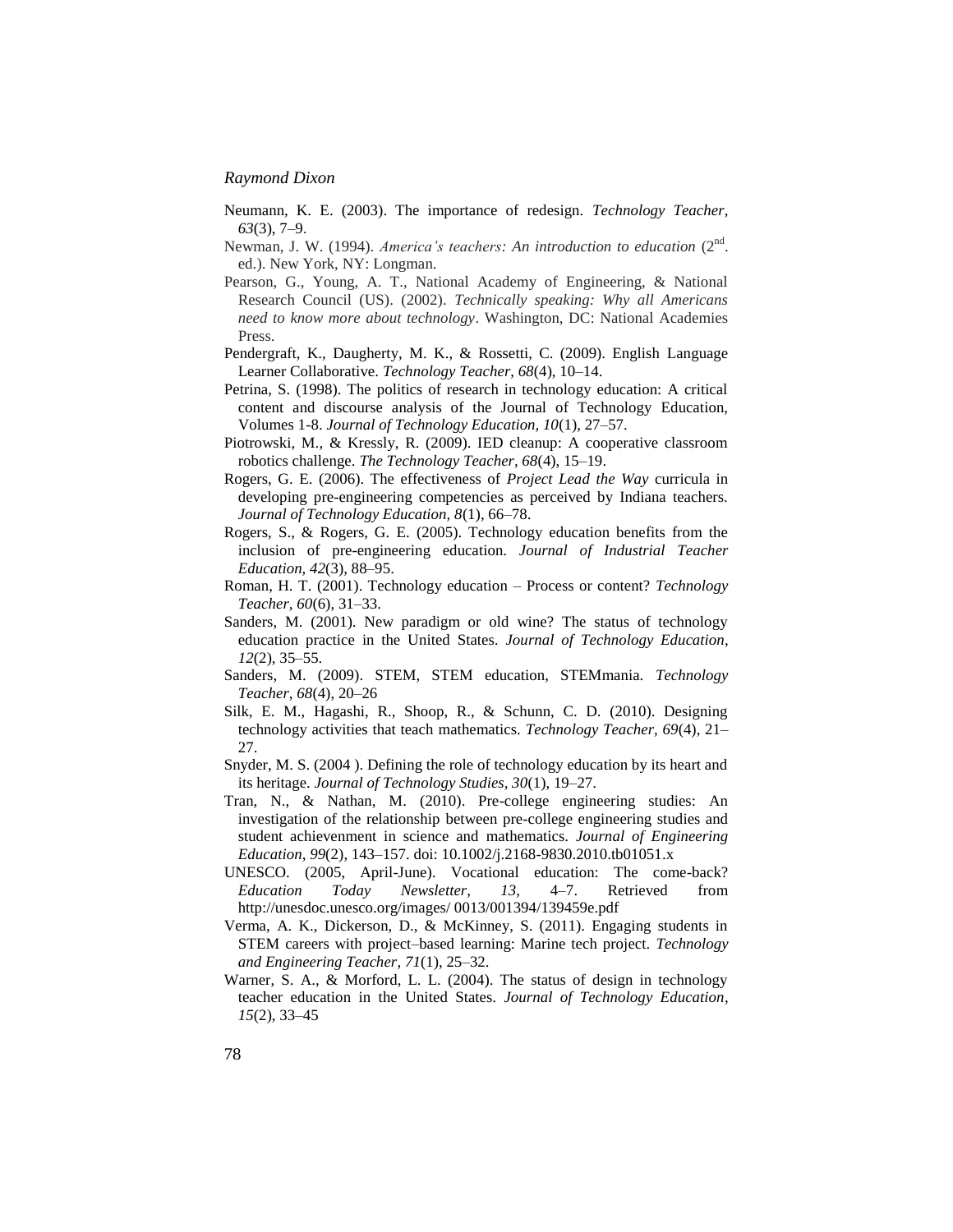Neumann, K. E. (2003). The importance of redesign. *Technology Teacher*, *63*(3), 7–9.

Newman, J. W. (1994). *America's teachers: An introduction to education* (2nd. ed.). New York, NY: Longman.

Pearson, G., Young, A. T., National Academy of Engineering, & National Research Council (US). (2002). *Technically speaking: Why all Americans need to know more about technology*. Washington, DC: National Academies Press.

Pendergraft, K., Daugherty, M. K., & Rossetti, C. (2009). English Language Learner Collaborative. *Technology Teacher, 68*(4), 10–14.

Petrina, S. (1998). The politics of research in technology education: A critical content and discourse analysis of the Journal of Technology Education, Volumes 1-8. *Journal of Technology Education, 10*(1), 27–57.

Piotrowski, M., & Kressly, R. (2009). IED cleanup: A cooperative classroom robotics challenge. *The Technology Teacher, 68*(4), 15–19.

Rogers, G. E. (2006). The effectiveness of *Project Lead the Way* curricula in developing pre-engineering competencies as perceived by Indiana teachers. *Journal of Technology Education, 8*(1), 66–78.

Rogers, S., & Rogers, G. E. (2005). Technology education benefits from the inclusion of pre-engineering education. *Journal of Industrial Teacher Education, 42*(3), 88–95.

Roman, H. T. (2001). Technology education – Process or content? *Technology Teacher, 60*(6), 31–33.

Sanders, M. (2001). New paradigm or old wine? The status of technology education practice in the United States. *Journal of Technology Education*, *12*(2), 35–55.

Sanders, M. (2009). STEM, STEM education, STEMmania. *Technology Teacher, 68*(4), 20–26

Silk, E. M., Hagashi, R., Shoop, R., & Schunn, C. D. (2010). Designing technology activities that teach mathematics. *Technology Teacher, 69*(4), 21–27.

Snyder, M. S. (2004 ). Defining the role of technology education by its heart and its heritage. *Journal of Technology Studies*, *30*(1), 19–27.

Tran, N., & Nathan, M. (2010). Pre-college engineering studies: An investigation of the relationship between pre-college engineering studies and student achievenment in science and mathematics. *Journal of Engineering Education*, *99*(2), 143–157. doi: 10.1002/j.2168-9830.2010.tb01051.x

UNESCO. (2005, April-June). Vocational education: The come-back? *Education Today Newsletter, 13*, 4–7. Retrieved from http://unesdoc.unesco.org/images/ 0013/001394/139459e.pdf

Verma, A. K., Dickerson, D., & McKinney, S. (2011). Engaging students in STEM careers with project–based learning: Marine tech project. *Technology and Engineering Teacher*, *71*(1), 25–32.

Warner, S. A., & Morford, L. L. (2004). The status of design in technology teacher education in the United States. *Journal of Technology Education*, *15*(2), 33–45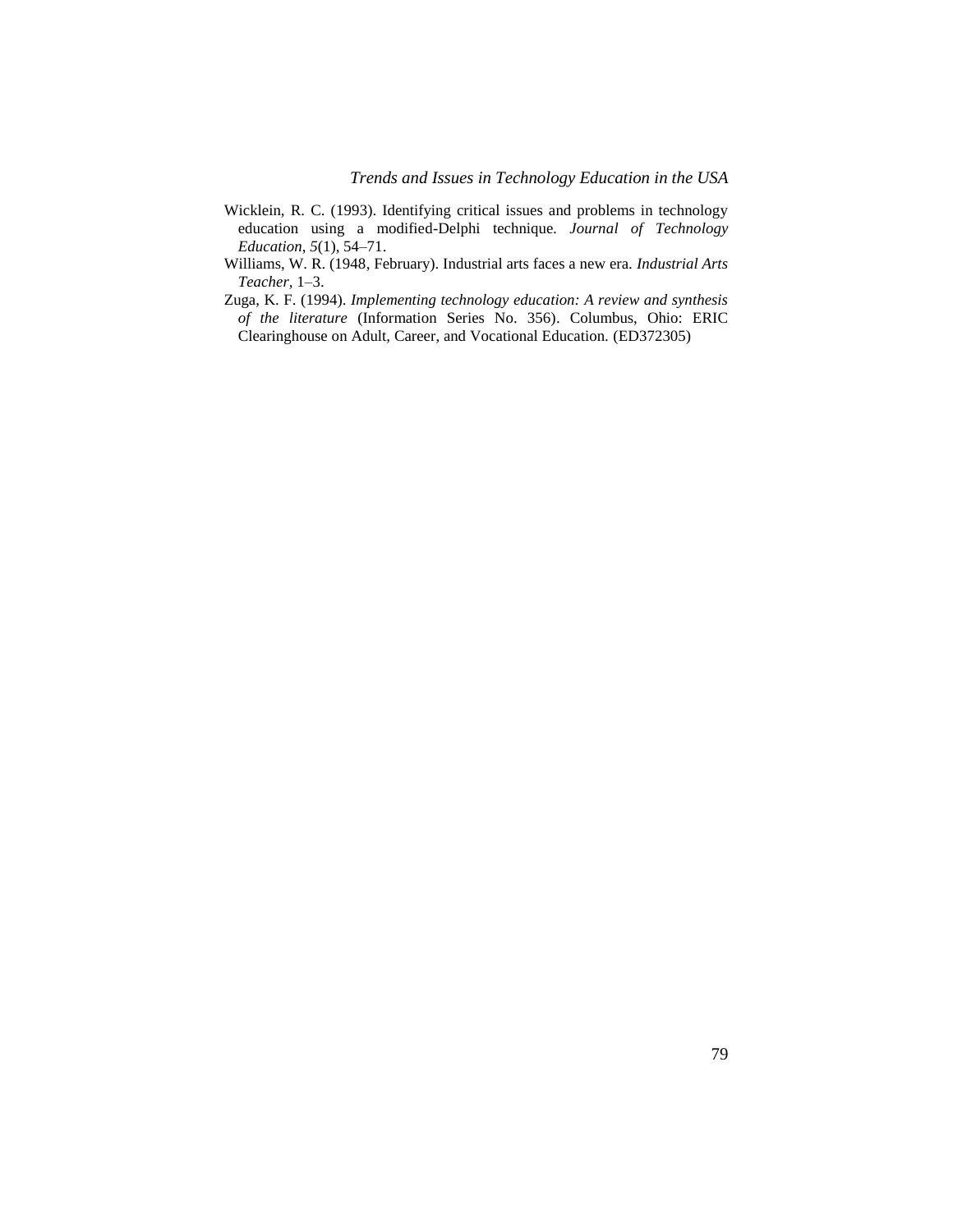Wicklein, R. C. (1993). Identifying critical issues and problems in technology education using a modified-Delphi technique. *Journal of Technology Education*, *5*(1), 54–71.

Williams, W. R. (1948, February). Industrial arts faces a new era. *Industrial Arts Teacher*, 1–3.

Zuga, K. F. (1994). *Implementing technology education: A review and synthesis of the literature* (Information Series No. 356). Columbus, Ohio: ERIC Clearinghouse on Adult, Career, and Vocational Education. (ED372305)